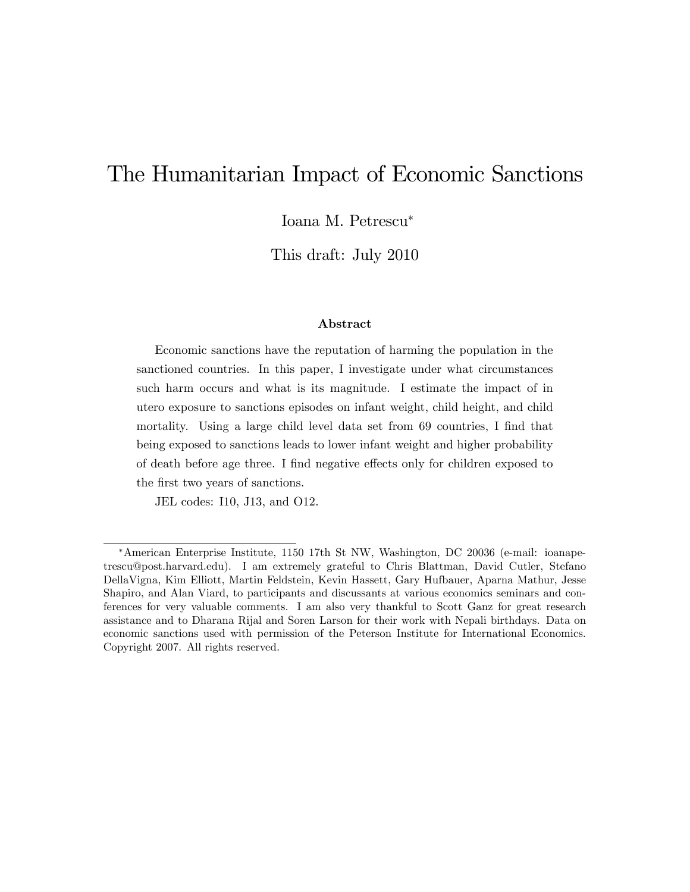# The Humanitarian Impact of Economic Sanctions

Ioana M. Petrescu[*]

This draft: July 2010

### Abstract

Economic sanctions have the reputation of harming the population in the sanctioned countries. In this paper, I investigate under what circumstances such harm occurs and what is its magnitude. I estimate the impact of in utero exposure to sanctions episodes on infant weight, child height, and child mortality. Using a large child level data set from 69 countries, I find that being exposed to sanctions leads to lower infant weight and higher probability of death before age three. I find negative effects only for children exposed to the first two years of sanctions.

JEL codes: I10, J13, and O12.

---

[*] American Enterprise Institute, 1150 17th St NW, Washington, DC 20036 (e-mail: ioanapetrescu@post.harvard.edu). I am extremely grateful to Chris Blattman, David Cutler, Stefano DellaVigna, Kim Elliott, Martin Feldstein, Kevin Hassett, Gary Hufbauer, Aparna Mathur, Jesse Shapiro, and Alan Viard, to participants and discussants at various economics seminars and conferences for very valuable comments. I am also very thankful to Scott Ganz for great research assistance and to Dharana Rijal and Soren Larson for their work with Nepali birthdays. Data on economic sanctions used with permission of the Peterson Institute for International Economics. Copyright 2007. All rights reserved.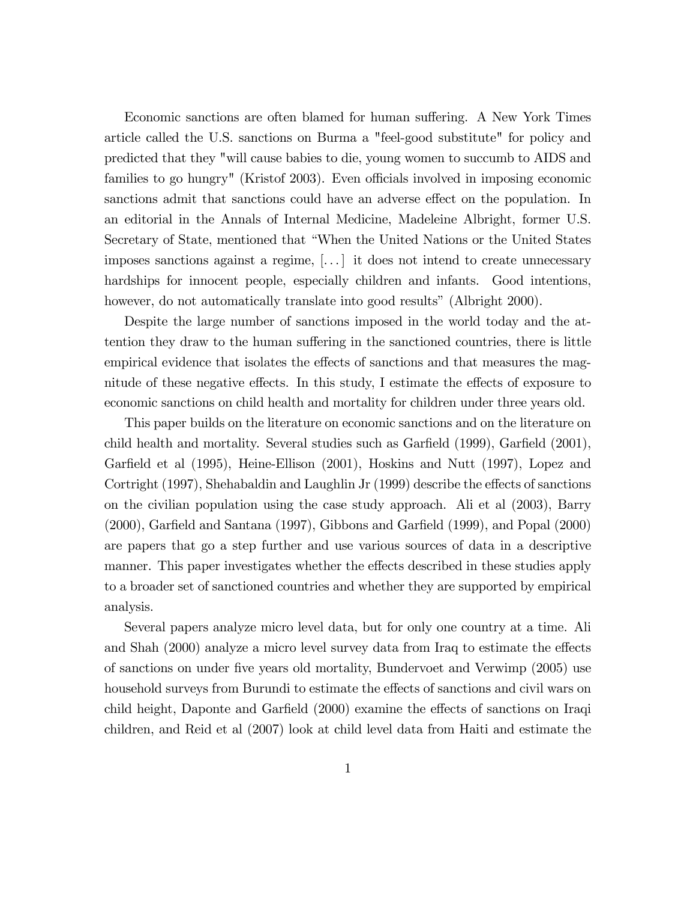Economic sanctions are often blamed for human suffering. A New York Times article called the U.S. sanctions on Burma a "feel-good substitute" for policy and predicted that they "will cause babies to die, young women to succumb to AIDS and families to go hungry" (Kristof 2003). Even officials involved in imposing economic sanctions admit that sanctions could have an adverse effect on the population. In an editorial in the Annals of Internal Medicine, Madeleine Albright, former U.S. Secretary of State, mentioned that "When the United Nations or the United States imposes sanctions against a regime, [...] it does not intend to create unnecessary hardships for innocent people, especially children and infants. Good intentions, however, do not automatically translate into good results" (Albright 2000).

Despite the large number of sanctions imposed in the world today and the attention they draw to the human suffering in the sanctioned countries, there is little empirical evidence that isolates the effects of sanctions and that measures the magnitude of these negative effects. In this study, I estimate the effects of exposure to economic sanctions on child health and mortality for children under three years old.

This paper builds on the literature on economic sanctions and on the literature on child health and mortality. Several studies such as Garfield (1999), Garfield (2001), Garfield et al (1995), Heine-Ellison (2001), Hoskins and Nutt (1997), Lopez and Cortright (1997), Shehabaldin and Laughlin Jr (1999) describe the effects of sanctions on the civilian population using the case study approach. Ali et al (2003), Barry (2000), Garfield and Santana (1997), Gibbons and Garfield (1999), and Popal (2000) are papers that go a step further and use various sources of data in a descriptive manner. This paper investigates whether the effects described in these studies apply to a broader set of sanctioned countries and whether they are supported by empirical analysis.

Several papers analyze micro level data, but for only one country at a time. Ali and Shah (2000) analyze a micro level survey data from Iraq to estimate the effects of sanctions on under five years old mortality, Bundervoet and Verwimp (2005) use household surveys from Burundi to estimate the effects of sanctions and civil wars on child height, Daponte and Garfield (2000) examine the effects of sanctions on Iraqi children, and Reid et al (2007) look at child level data from Haiti and estimate the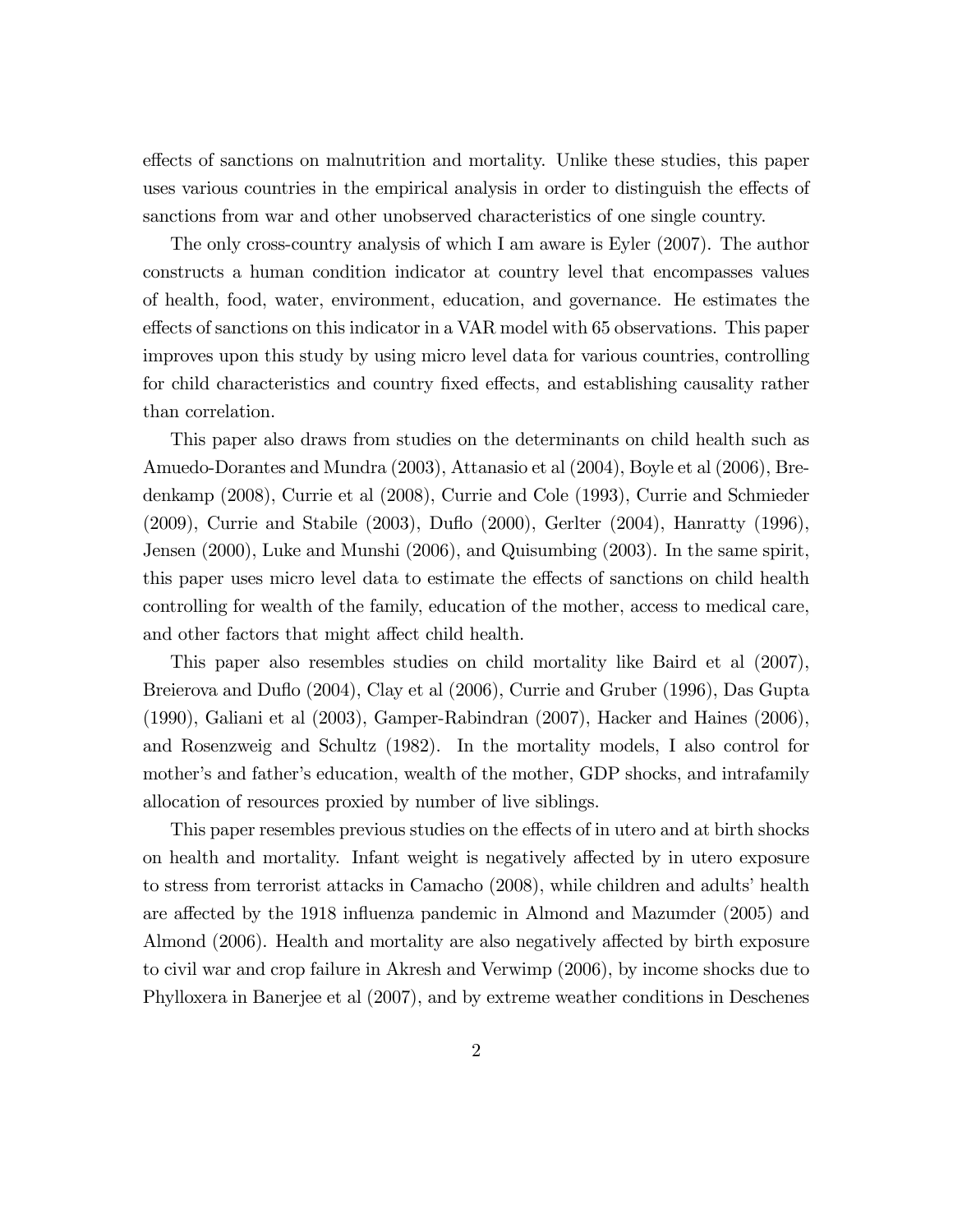effects of sanctions on malnutrition and mortality. Unlike these studies, this paper uses various countries in the empirical analysis in order to distinguish the effects of sanctions from war and other unobserved characteristics of one single country.

The only cross-country analysis of which I am aware is Eyler (2007). The author constructs a human condition indicator at country level that encompasses values of health, food, water, environment, education, and governance. He estimates the effects of sanctions on this indicator in a VAR model with 65 observations. This paper improves upon this study by using micro level data for various countries, controlling for child characteristics and country fixed effects, and establishing causality rather than correlation.

This paper also draws from studies on the determinants on child health such as Amuedo-Dorantes and Mundra (2003), Attanasio et al (2004), Boyle et al (2006), Bredenkamp (2008), Currie et al (2008), Currie and Cole (1993), Currie and Schmieder (2009), Currie and Stabile (2003), Duflo (2000), Gerlter (2004), Hanratty (1996), Jensen (2000), Luke and Munshi (2006), and Quisumbing (2003). In the same spirit, this paper uses micro level data to estimate the effects of sanctions on child health controlling for wealth of the family, education of the mother, access to medical care, and other factors that might affect child health.

This paper also resembles studies on child mortality like Baird et al (2007), Breierova and Duflo (2004), Clay et al (2006), Currie and Gruber (1996), Das Gupta (1990), Galiani et al (2003), Gamper-Rabindran (2007), Hacker and Haines (2006), and Rosenzweig and Schultz (1982). In the mortality models, I also control for mother's and father's education, wealth of the mother, GDP shocks, and intrafamily allocation of resources proxied by number of live siblings.

This paper resembles previous studies on the effects of in utero and at birth shocks on health and mortality. Infant weight is negatively affected by in utero exposure to stress from terrorist attacks in Camacho (2008), while children and adults' health are affected by the 1918 influenza pandemic in Almond and Mazumder (2005) and Almond (2006). Health and mortality are also negatively affected by birth exposure to civil war and crop failure in Akresh and Verwimp (2006), by income shocks due to Phylloxera in Banerjee et al (2007), and by extreme weather conditions in Deschenes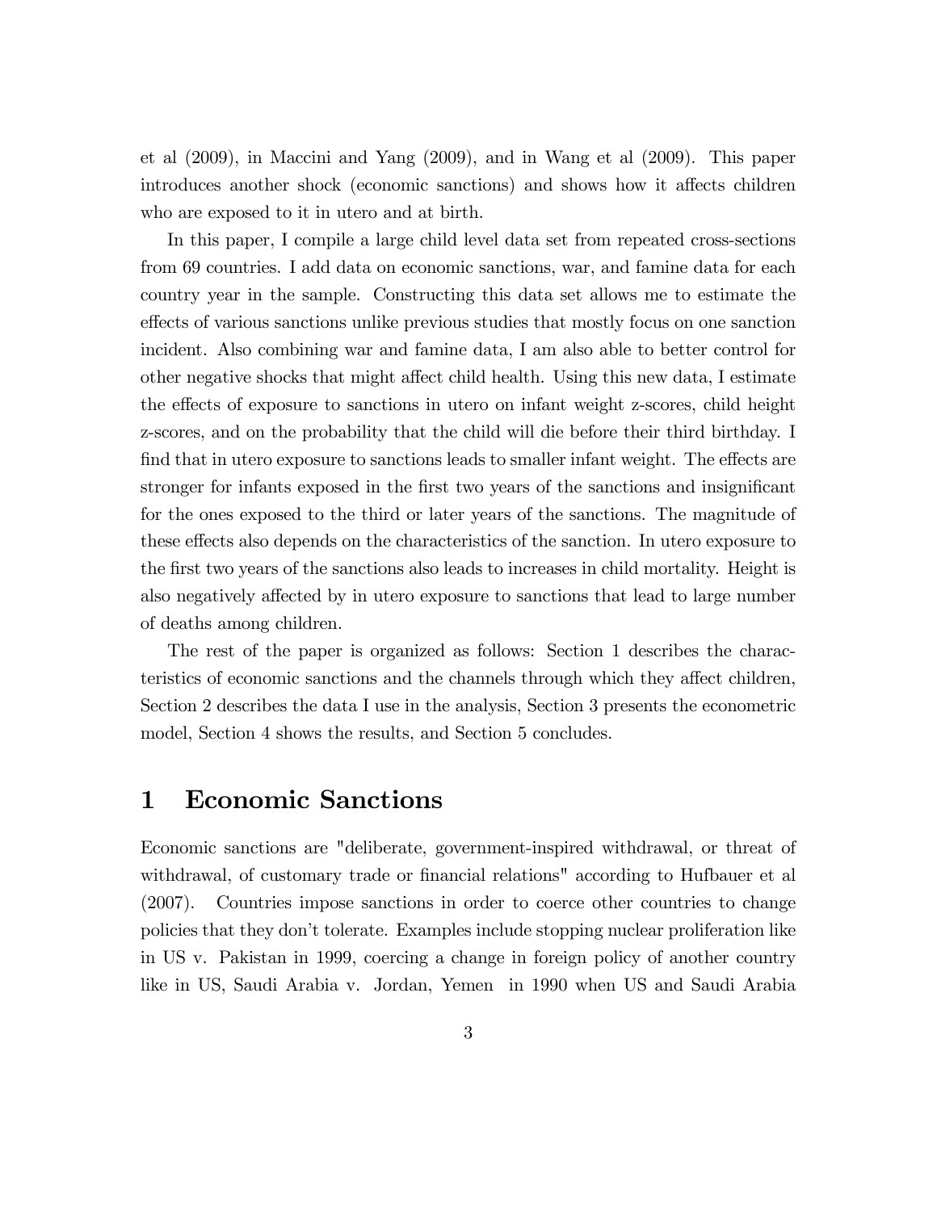et al (2009), in Maccini and Yang (2009), and in Wang et al (2009). This paper introduces another shock (economic sanctions) and shows how it affects children who are exposed to it in utero and at birth.

In this paper, I compile a large child level data set from repeated cross-sections from 69 countries. I add data on economic sanctions, war, and famine data for each country year in the sample. Constructing this data set allows me to estimate the effects of various sanctions unlike previous studies that mostly focus on one sanction incident. Also combining war and famine data, I am also able to better control for other negative shocks that might affect child health. Using this new data, I estimate the effects of exposure to sanctions in utero on infant weight z-scores, child height z-scores, and on the probability that the child will die before their third birthday. I find that in utero exposure to sanctions leads to smaller infant weight. The effects are stronger for infants exposed in the first two years of the sanctions and insignificant for the ones exposed to the third or later years of the sanctions. The magnitude of these effects also depends on the characteristics of the sanction. In utero exposure to the first two years of the sanctions also leads to increases in child mortality. Height is also negatively affected by in utero exposure to sanctions that lead to large number of deaths among children.

The rest of the paper is organized as follows: Section 1 describes the characteristics of economic sanctions and the channels through which they affect children, Section 2 describes the data I use in the analysis, Section 3 presents the econometric model, Section 4 shows the results, and Section 5 concludes.

# 1 Economic Sanctions

Economic sanctions are "deliberate, government-inspired withdrawal, or threat of withdrawal, of customary trade or financial relations" according to Hufbauer et al (2007). Countries impose sanctions in order to coerce other countries to change policies that they don't tolerate. Examples include stopping nuclear proliferation like in US v. Pakistan in 1999, coercing a change in foreign policy of another country like in US, Saudi Arabia v. Jordan, Yemen in 1990 when US and Saudi Arabia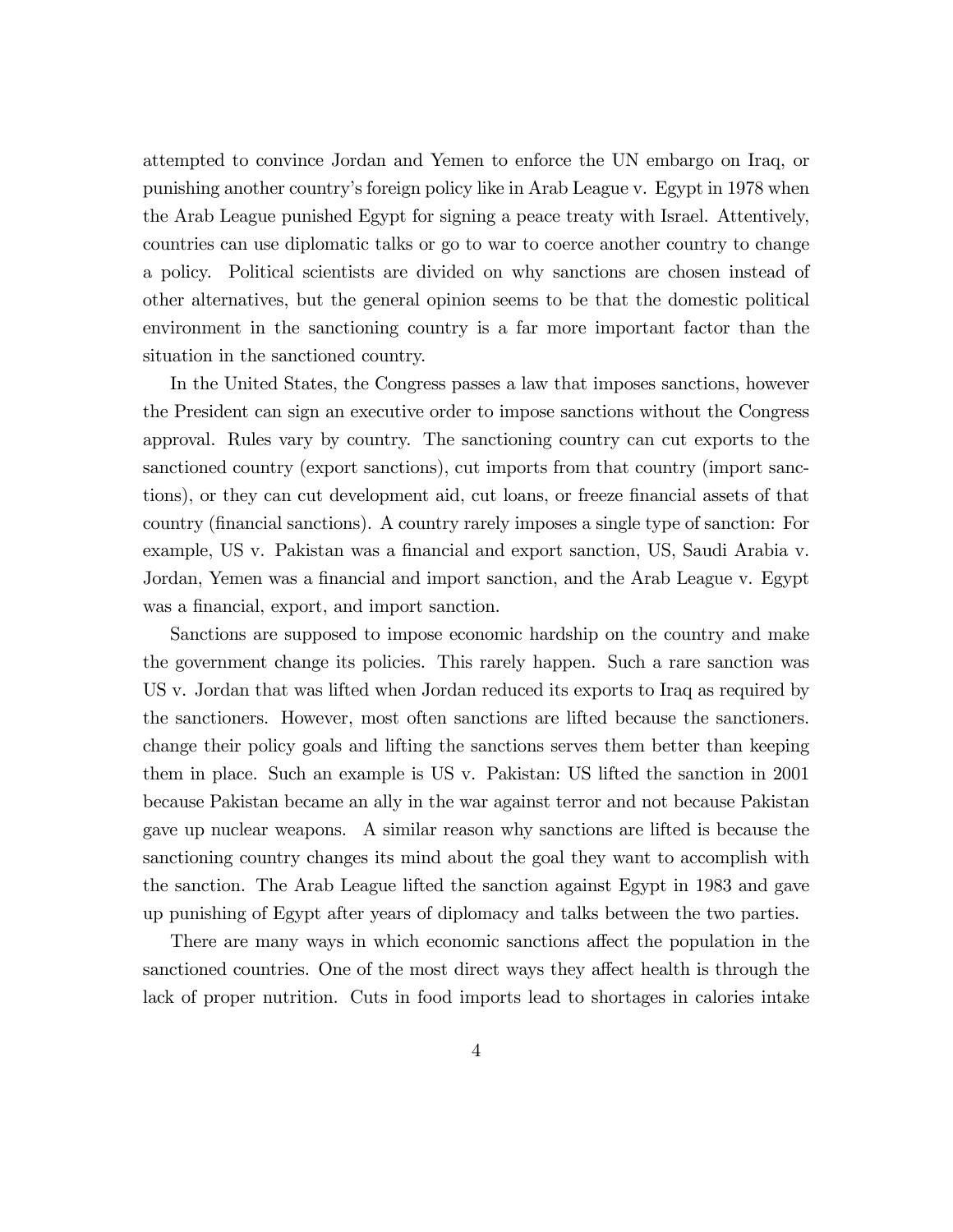attempted to convince Jordan and Yemen to enforce the UN embargo on Iraq, or punishing another country's foreign policy like in Arab League v. Egypt in 1978 when the Arab League punished Egypt for signing a peace treaty with Israel. Attentively, countries can use diplomatic talks or go to war to coerce another country to change a policy. Political scientists are divided on why sanctions are chosen instead of other alternatives, but the general opinion seems to be that the domestic political environment in the sanctioning country is a far more important factor than the situation in the sanctioned country.

In the United States, the Congress passes a law that imposes sanctions, however the President can sign an executive order to impose sanctions without the Congress approval. Rules vary by country. The sanctioning country can cut exports to the sanctioned country (export sanctions), cut imports from that country (import sanctions), or they can cut development aid, cut loans, or freeze financial assets of that country (financial sanctions). A country rarely imposes a single type of sanction: For example, US v. Pakistan was a financial and export sanction, US, Saudi Arabia v. Jordan, Yemen was a financial and import sanction, and the Arab League v. Egypt was a financial, export, and import sanction.

Sanctions are supposed to impose economic hardship on the country and make the government change its policies. This rarely happen. Such a rare sanction was US v. Jordan that was lifted when Jordan reduced its exports to Iraq as required by the sanctioners. However, most often sanctions are lifted because the sanctioners. change their policy goals and lifting the sanctions serves them better than keeping them in place. Such an example is US v. Pakistan: US lifted the sanction in 2001 because Pakistan became an ally in the war against terror and not because Pakistan gave up nuclear weapons. A similar reason why sanctions are lifted is because the sanctioning country changes its mind about the goal they want to accomplish with the sanction. The Arab League lifted the sanction against Egypt in 1983 and gave up punishing of Egypt after years of diplomacy and talks between the two parties.

There are many ways in which economic sanctions affect the population in the sanctioned countries. One of the most direct ways they affect health is through the lack of proper nutrition. Cuts in food imports lead to shortages in calories intake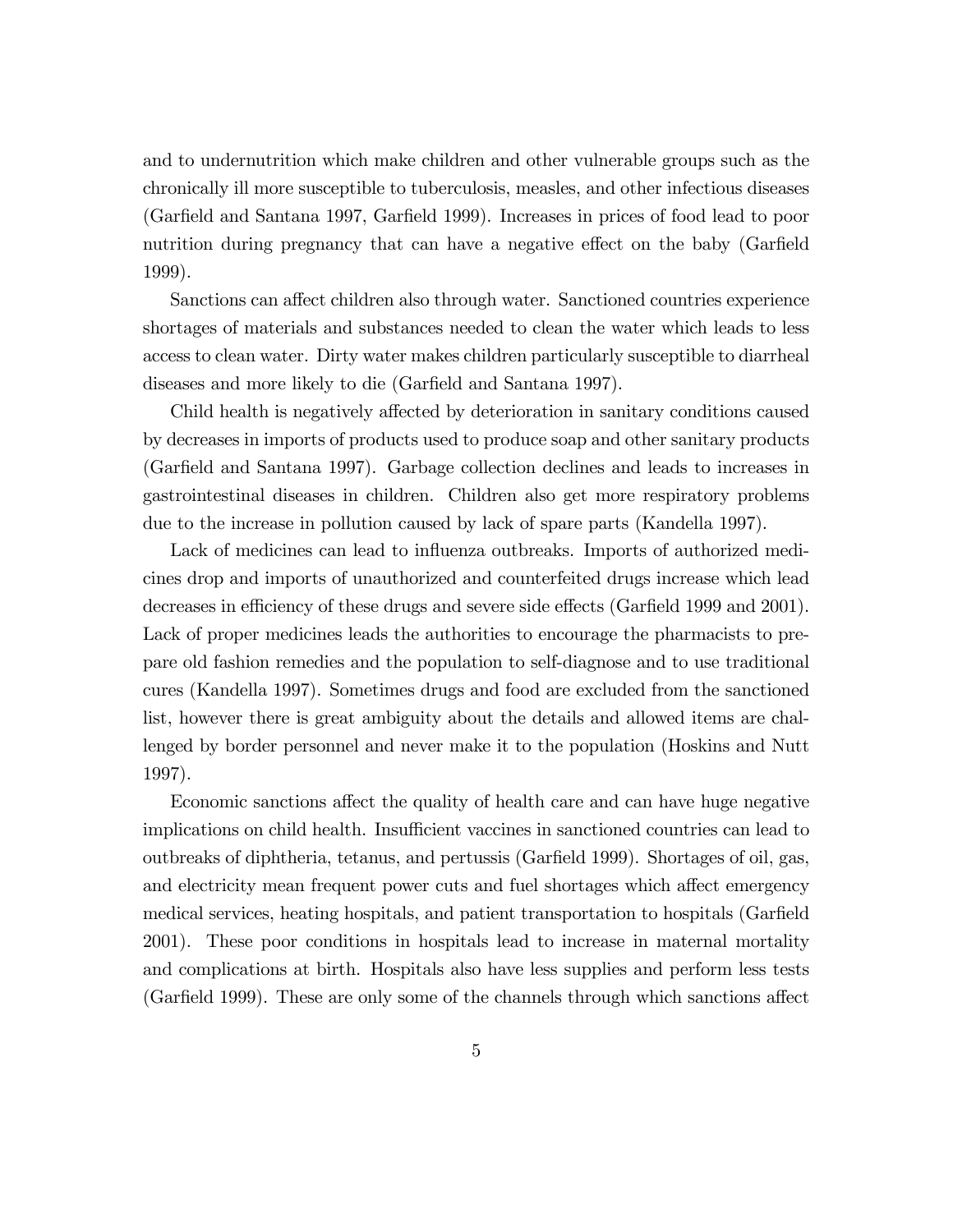and to undernutrition which make children and other vulnerable groups such as the chronically ill more susceptible to tuberculosis, measles, and other infectious diseases (Garfield and Santana 1997, Garfield 1999). Increases in prices of food lead to poor nutrition during pregnancy that can have a negative effect on the baby (Garfield 1999).

Sanctions can affect children also through water. Sanctioned countries experience shortages of materials and substances needed to clean the water which leads to less access to clean water. Dirty water makes children particularly susceptible to diarrheal diseases and more likely to die (Garfield and Santana 1997).

Child health is negatively affected by deterioration in sanitary conditions caused by decreases in imports of products used to produce soap and other sanitary products (Garfield and Santana 1997). Garbage collection declines and leads to increases in gastrointestinal diseases in children. Children also get more respiratory problems due to the increase in pollution caused by lack of spare parts (Kandella 1997).

Lack of medicines can lead to influenza outbreaks. Imports of authorized medicines drop and imports of unauthorized and counterfeited drugs increase which lead decreases in efficiency of these drugs and severe side effects (Garfield 1999 and 2001). Lack of proper medicines leads the authorities to encourage the pharmacists to prepare old fashion remedies and the population to self-diagnose and to use traditional cures (Kandella 1997). Sometimes drugs and food are excluded from the sanctioned list, however there is great ambiguity about the details and allowed items are challenged by border personnel and never make it to the population (Hoskins and Nutt 1997).

Economic sanctions affect the quality of health care and can have huge negative implications on child health. Insufficient vaccines in sanctioned countries can lead to outbreaks of diphtheria, tetanus, and pertussis (Garfield 1999). Shortages of oil, gas, and electricity mean frequent power cuts and fuel shortages which affect emergency medical services, heating hospitals, and patient transportation to hospitals (Garfield 2001). These poor conditions in hospitals lead to increase in maternal mortality and complications at birth. Hospitals also have less supplies and perform less tests (Garfield 1999). These are only some of the channels through which sanctions affect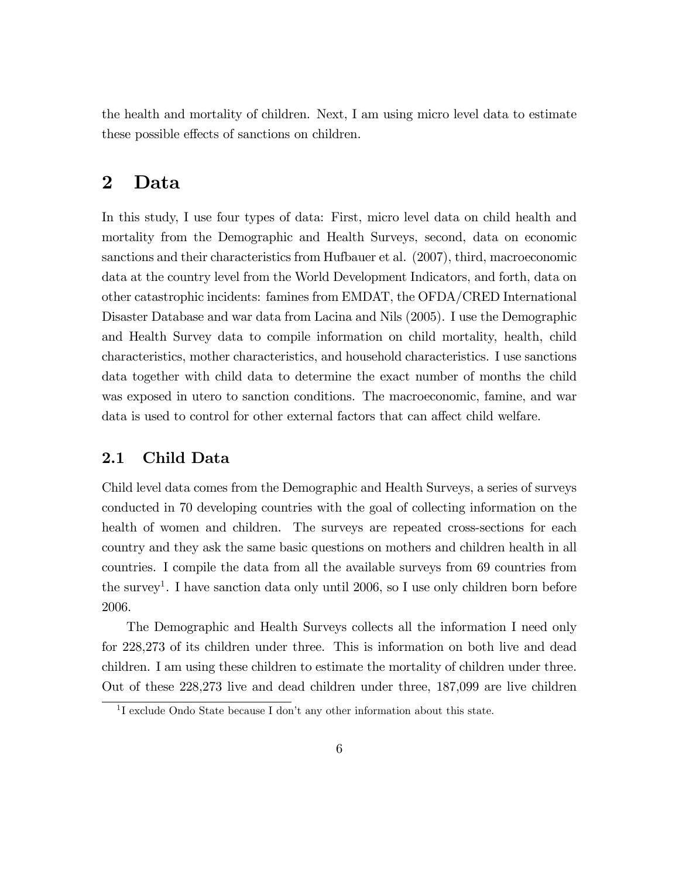the health and mortality of children. Next, I am using micro level data to estimate these possible effects of sanctions on children.

# 2 Data

In this study, I use four types of data: First, micro level data on child health and mortality from the Demographic and Health Surveys, second, data on economic sanctions and their characteristics from Hufbauer et al. (2007), third, macroeconomic data at the country level from the World Development Indicators, and forth, data on other catastrophic incidents: famines from EMDAT, the OFDA/CRED International Disaster Database and war data from Lacina and Nils (2005). I use the Demographic and Health Survey data to compile information on child mortality, health, child characteristics, mother characteristics, and household characteristics. I use sanctions data together with child data to determine the exact number of months the child was exposed in utero to sanction conditions. The macroeconomic, famine, and war data is used to control for other external factors that can affect child welfare.

## 2.1 Child Data

Child level data comes from the Demographic and Health Surveys, a series of surveys conducted in 70 developing countries with the goal of collecting information on the health of women and children. The surveys are repeated cross-sections for each country and they ask the same basic questions on mothers and children health in all countries. I compile the data from all the available surveys from 69 countries from the survey[1]. I have sanction data only until 2006, so I use only children born before 2006.

The Demographic and Health Surveys collects all the information I need only for 228,273 of its children under three. This is information on both live and dead children. I am using these children to estimate the mortality of children under three. Out of these 228,273 live and dead children under three, 187,099 are live children

[1] I exclude Ondo State because I don't any other information about this state.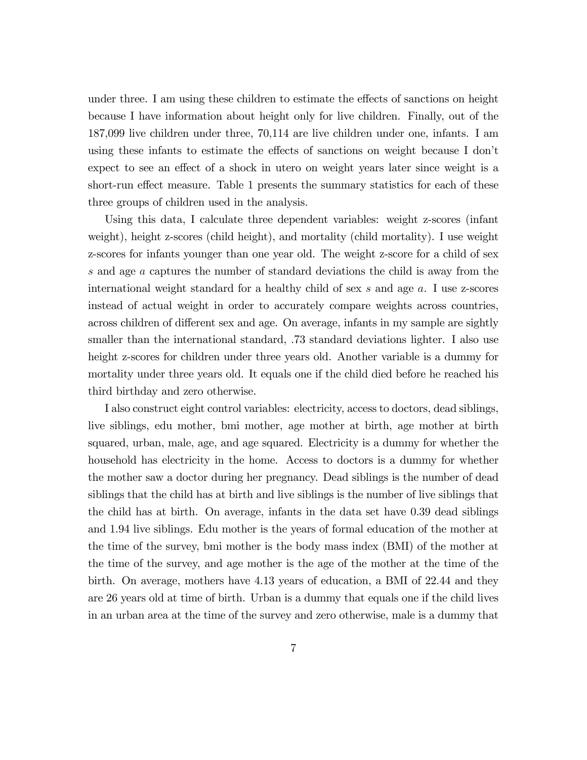under three. I am using these children to estimate the effects of sanctions on height because I have information about height only for live children. Finally, out of the 187,099 live children under three, 70,114 are live children under one, infants. I am using these infants to estimate the effects of sanctions on weight because I don't expect to see an effect of a shock in utero on weight years later since weight is a short-run effect measure. Table 1 presents the summary statistics for each of these three groups of children used in the analysis.

Using this data, I calculate three dependent variables: weight z-scores (infant weight), height z-scores (child height), and mortality (child mortality). I use weight z-scores for infants younger than one year old. The weight z-score for a child of sex $s$ and age $a$ captures the number of standard deviations the child is away from the international weight standard for a healthy child of sex $s$ and age $a$. I use z-scores instead of actual weight in order to accurately compare weights across countries, across children of different sex and age. On average, infants in my sample are sightly smaller than the international standard, .73 standard deviations lighter. I also use height z-scores for children under three years old. Another variable is a dummy for mortality under three years old. It equals one if the child died before he reached his third birthday and zero otherwise.

I also construct eight control variables: electricity, access to doctors, dead siblings, live siblings, edu mother, bmi mother, age mother at birth, age mother at birth squared, urban, male, age, and age squared. Electricity is a dummy for whether the household has electricity in the home. Access to doctors is a dummy for whether the mother saw a doctor during her pregnancy. Dead siblings is the number of dead siblings that the child has at birth and live siblings is the number of live siblings that the child has at birth. On average, infants in the data set have 0.39 dead siblings and 1.94 live siblings. Edu mother is the years of formal education of the mother at the time of the survey, bmi mother is the body mass index (BMI) of the mother at the time of the survey, and age mother is the age of the mother at the time of the birth. On average, mothers have 4.13 years of education, a BMI of 22.44 and they are 26 years old at time of birth. Urban is a dummy that equals one if the child lives in an urban area at the time of the survey and zero otherwise, male is a dummy that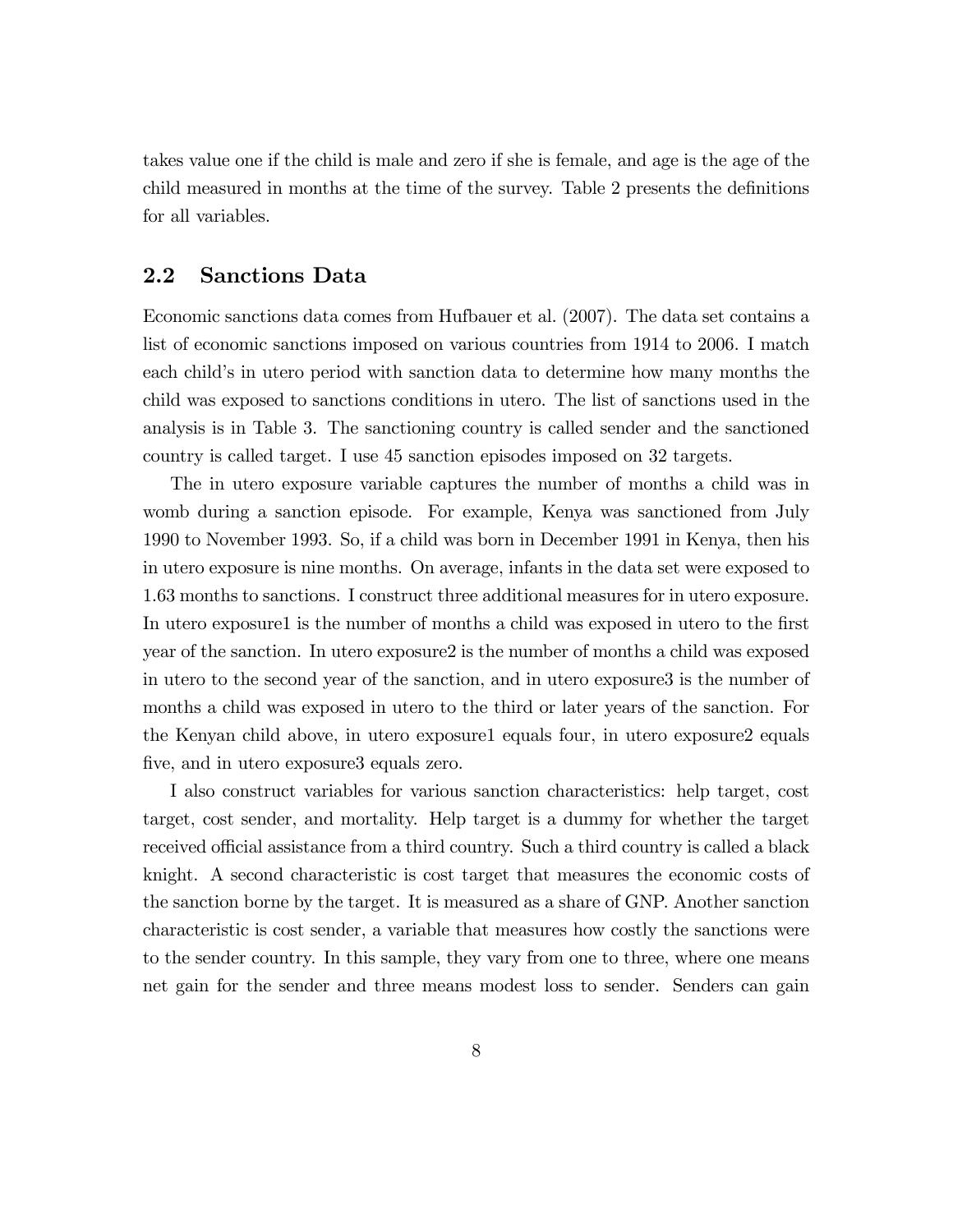takes value one if the child is male and zero if she is female, and age is the age of the child measured in months at the time of the survey. Table 2 presents the definitions for all variables.

## 2.2 Sanctions Data

Economic sanctions data comes from Hufbauer et al. (2007). The data set contains a list of economic sanctions imposed on various countries from 1914 to 2006. I match each child's in utero period with sanction data to determine how many months the child was exposed to sanctions conditions in utero. The list of sanctions used in the analysis is in Table 3. The sanctioning country is called sender and the sanctioned country is called target. I use 45 sanction episodes imposed on 32 targets.

The in utero exposure variable captures the number of months a child was in womb during a sanction episode. For example, Kenya was sanctioned from July 1990 to November 1993. So, if a child was born in December 1991 in Kenya, then his in utero exposure is nine months. On average, infants in the data set were exposed to 1.63 months to sanctions. I construct three additional measures for in utero exposure. In utero exposure1 is the number of months a child was exposed in utero to the first year of the sanction. In utero exposure2 is the number of months a child was exposed in utero to the second year of the sanction, and in utero exposure3 is the number of months a child was exposed in utero to the third or later years of the sanction. For the Kenyan child above, in utero exposure1 equals four, in utero exposure2 equals five, and in utero exposure3 equals zero.

I also construct variables for various sanction characteristics: help target, cost target, cost sender, and mortality. Help target is a dummy for whether the target received official assistance from a third country. Such a third country is called a black knight. A second characteristic is cost target that measures the economic costs of the sanction borne by the target. It is measured as a share of GNP. Another sanction characteristic is cost sender, a variable that measures how costly the sanctions were to the sender country. In this sample, they vary from one to three, where one means net gain for the sender and three means modest loss to sender. Senders can gain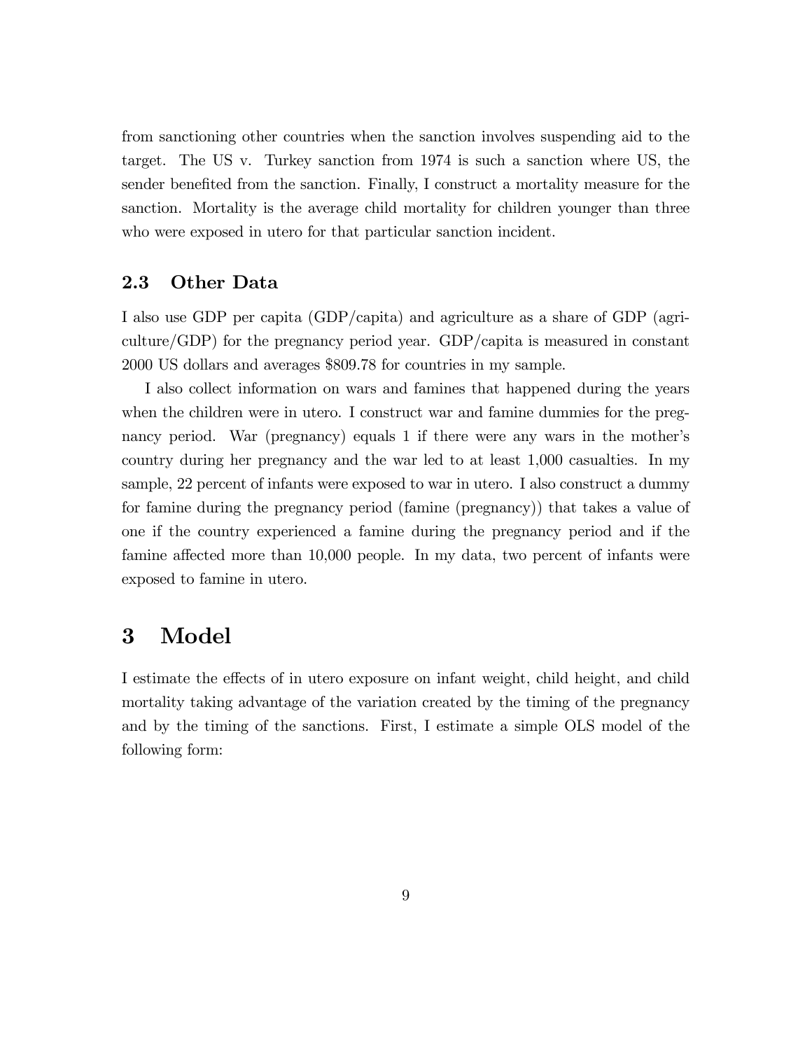from sanctioning other countries when the sanction involves suspending aid to the target. The US v. Turkey sanction from 1974 is such a sanction where US, the sender benefited from the sanction. Finally, I construct a mortality measure for the sanction. Mortality is the average child mortality for children younger than three who were exposed in utero for that particular sanction incident.

### 2.3 Other Data

I also use GDP per capita (GDP/capita) and agriculture as a share of GDP (agriculture/GDP) for the pregnancy period year. GDP/capita is measured in constant 2000 US dollars and averages $809.78 for countries in my sample.

I also collect information on wars and famines that happened during the years when the children were in utero. I construct war and famine dummies for the pregnancy period. War (pregnancy) equals 1 if there were any wars in the mother's country during her pregnancy and the war led to at least 1,000 casualties. In my sample, 22 percent of infants were exposed to war in utero. I also construct a dummy for famine during the pregnancy period (famine (pregnancy)) that takes a value of one if the country experienced a famine during the pregnancy period and if the famine affected more than 10,000 people. In my data, two percent of infants were exposed to famine in utero.

## 3 Model

I estimate the effects of in utero exposure on infant weight, child height, and child mortality taking advantage of the variation created by the timing of the pregnancy and by the timing of the sanctions. First, I estimate a simple OLS model of the following form: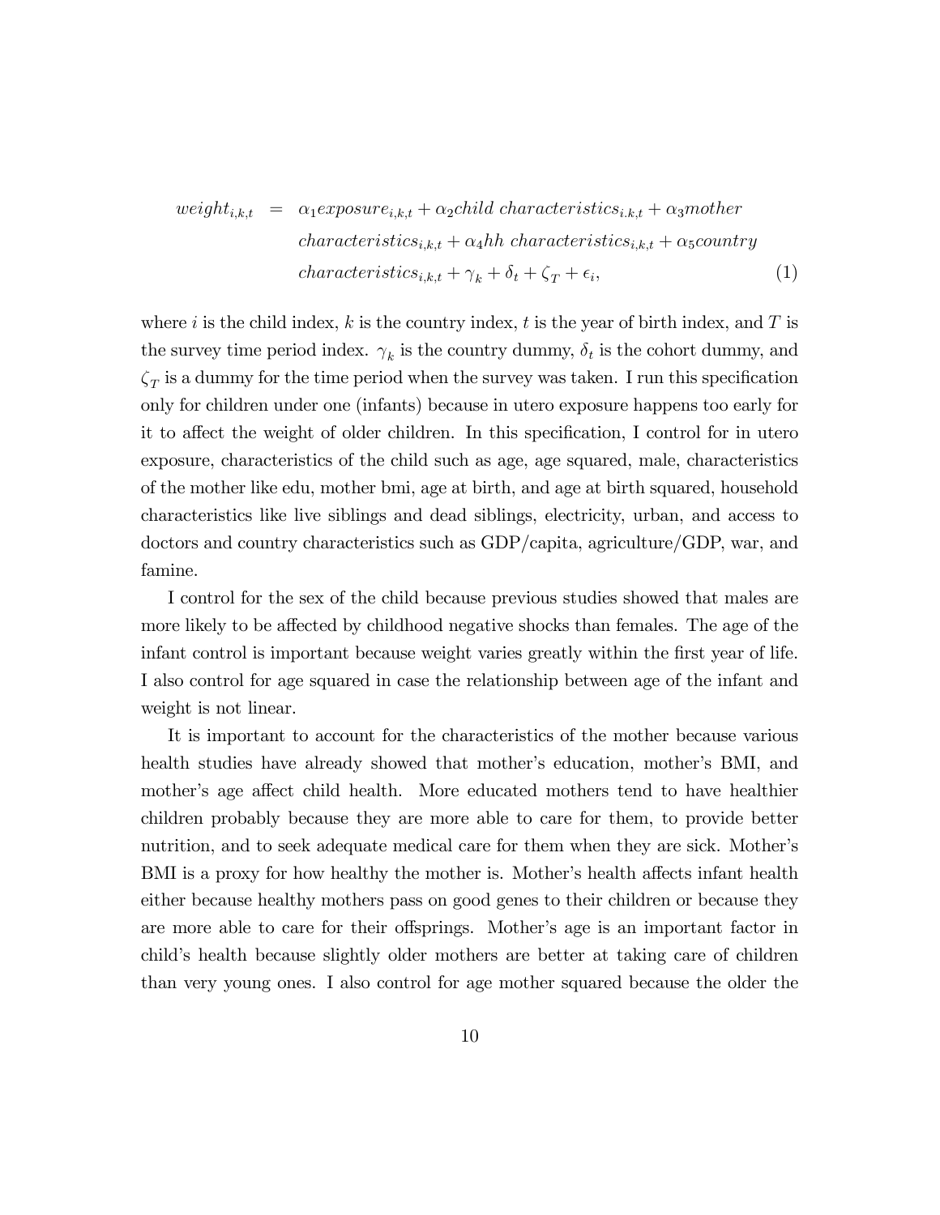$$
\begin{aligned}
weight_{i,k,t} &= \alpha_1 exposure_{i,k,t} + \alpha_2 child\ characteristics_{i.k,t} + \alpha_3 mother \\
&\quad characteristics_{i,k,t} + \alpha_4 hh\ characteristics_{i,k,t} + \alpha_5 country \\
&\quad characteristics_{i,k,t} + \gamma_k + \delta_t + \zeta_T + \epsilon_i, \qquad (1)
\end{aligned}
$$

where $i$ is the child index, $k$ is the country index, $t$ is the year of birth index, and $T$ is the survey time period index. $\gamma_k$ is the country dummy, $\delta_t$ is the cohort dummy, and $\zeta_T$ is a dummy for the time period when the survey was taken. I run this specification only for children under one (infants) because in utero exposure happens too early for it to affect the weight of older children. In this specification, I control for in utero exposure, characteristics of the child such as age, age squared, male, characteristics of the mother like edu, mother bmi, age at birth, and age at birth squared, household characteristics like live siblings and dead siblings, electricity, urban, and access to doctors and country characteristics such as GDP/capita, agriculture/GDP, war, and famine.

I control for the sex of the child because previous studies showed that males are more likely to be affected by childhood negative shocks than females. The age of the infant control is important because weight varies greatly within the first year of life. I also control for age squared in case the relationship between age of the infant and weight is not linear.

It is important to account for the characteristics of the mother because various health studies have already showed that mother's education, mother's BMI, and mother's age affect child health. More educated mothers tend to have healthier children probably because they are more able to care for them, to provide better nutrition, and to seek adequate medical care for them when they are sick. Mother's BMI is a proxy for how healthy the mother is. Mother's health affects infant health either because healthy mothers pass on good genes to their children or because they are more able to care for their offsprings. Mother's age is an important factor in child's health because slightly older mothers are better at taking care of children than very young ones. I also control for age mother squared because the older the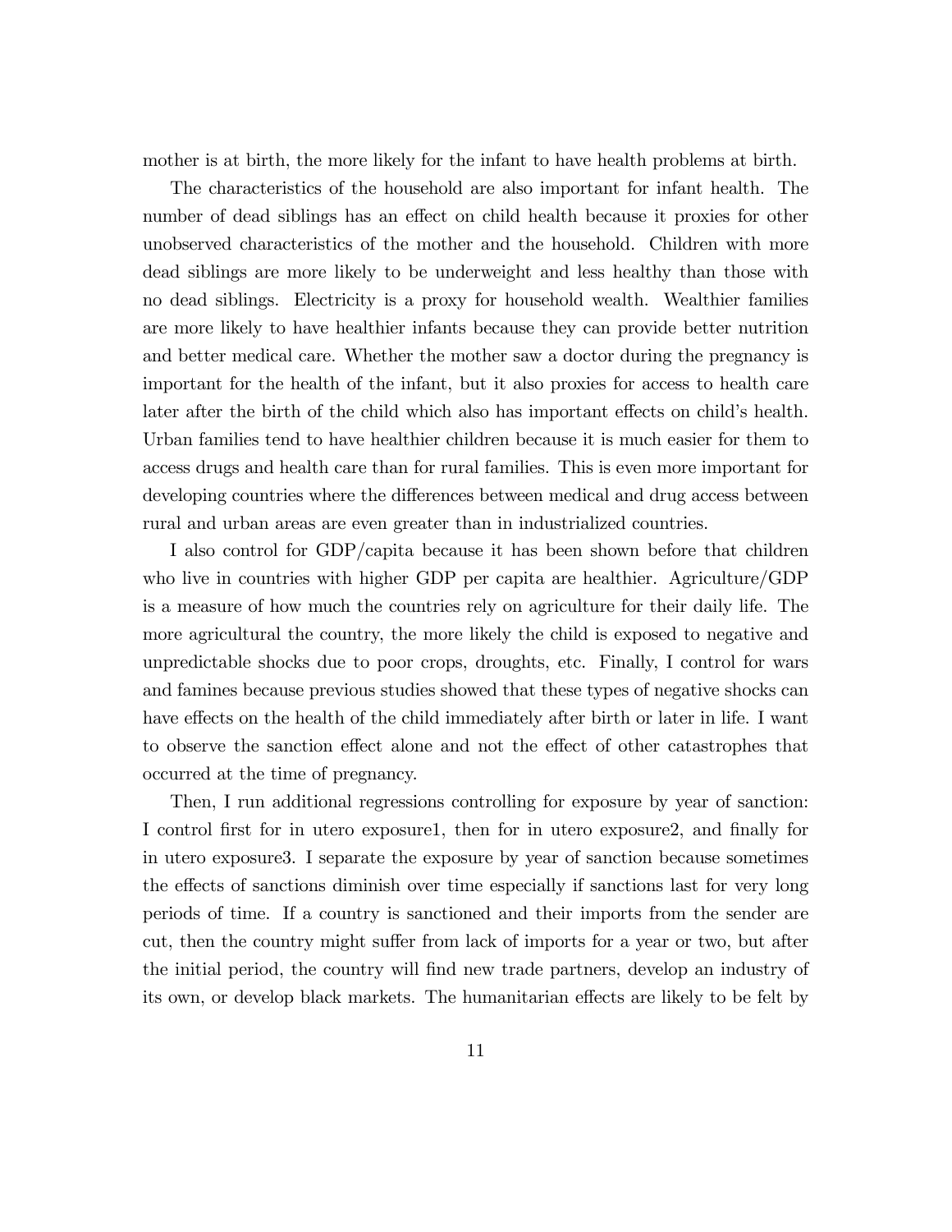mother is at birth, the more likely for the infant to have health problems at birth.

The characteristics of the household are also important for infant health. The number of dead siblings has an effect on child health because it proxies for other unobserved characteristics of the mother and the household. Children with more dead siblings are more likely to be underweight and less healthy than those with no dead siblings. Electricity is a proxy for household wealth. Wealthier families are more likely to have healthier infants because they can provide better nutrition and better medical care. Whether the mother saw a doctor during the pregnancy is important for the health of the infant, but it also proxies for access to health care later after the birth of the child which also has important effects on child's health. Urban families tend to have healthier children because it is much easier for them to access drugs and health care than for rural families. This is even more important for developing countries where the differences between medical and drug access between rural and urban areas are even greater than in industrialized countries.

I also control for GDP/capita because it has been shown before that children who live in countries with higher GDP per capita are healthier. Agriculture/GDP is a measure of how much the countries rely on agriculture for their daily life. The more agricultural the country, the more likely the child is exposed to negative and unpredictable shocks due to poor crops, droughts, etc. Finally, I control for wars and famines because previous studies showed that these types of negative shocks can have effects on the health of the child immediately after birth or later in life. I want to observe the sanction effect alone and not the effect of other catastrophes that occurred at the time of pregnancy.

Then, I run additional regressions controlling for exposure by year of sanction: I control first for in utero exposure1, then for in utero exposure2, and finally for in utero exposure3. I separate the exposure by year of sanction because sometimes the effects of sanctions diminish over time especially if sanctions last for very long periods of time. If a country is sanctioned and their imports from the sender are cut, then the country might suffer from lack of imports for a year or two, but after the initial period, the country will find new trade partners, develop an industry of its own, or develop black markets. The humanitarian effects are likely to be felt by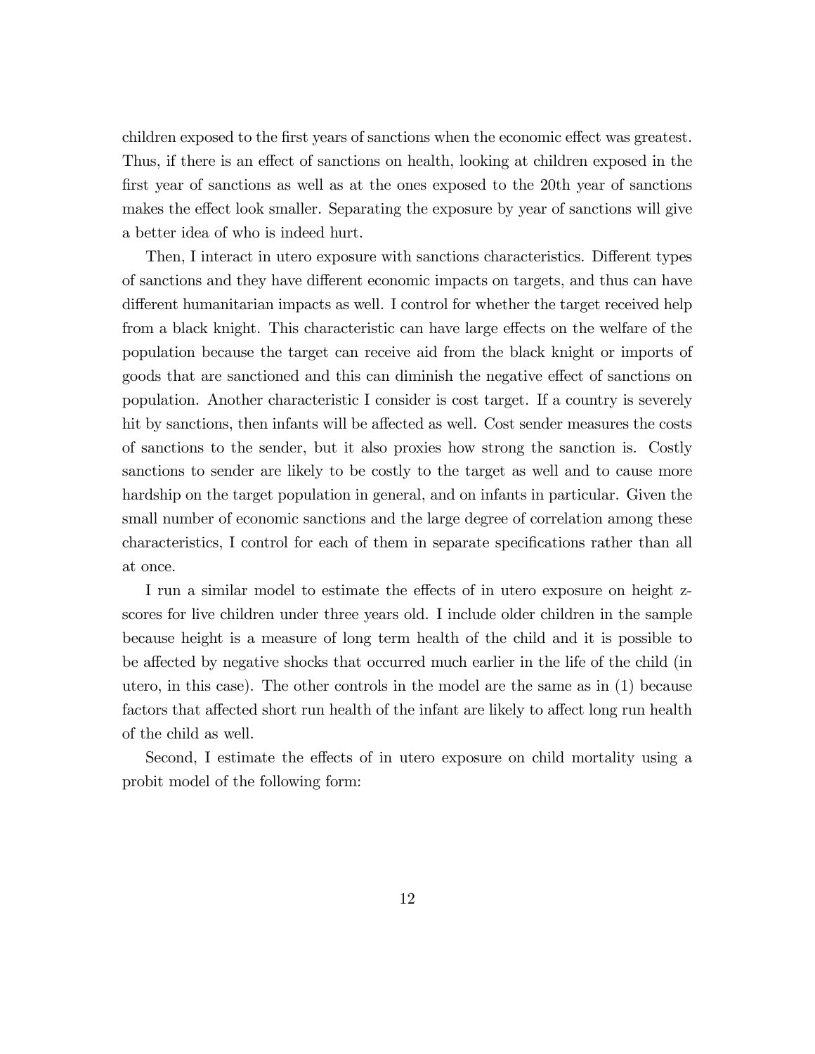children exposed to the first years of sanctions when the economic effect was greatest. Thus, if there is an effect of sanctions on health, looking at children exposed in the first year of sanctions as well as at the ones exposed to the 20th year of sanctions makes the effect look smaller. Separating the exposure by year of sanctions will give a better idea of who is indeed hurt.

Then, I interact in utero exposure with sanctions characteristics. Different types of sanctions and they have different economic impacts on targets, and thus can have different humanitarian impacts as well. I control for whether the target received help from a black knight. This characteristic can have large effects on the welfare of the population because the target can receive aid from the black knight or imports of goods that are sanctioned and this can diminish the negative effect of sanctions on population. Another characteristic I consider is cost target. If a country is severely hit by sanctions, then infants will be affected as well. Cost sender measures the costs of sanctions to the sender, but it also proxies how strong the sanction is. Costly sanctions to sender are likely to be costly to the target as well and to cause more hardship on the target population in general, and on infants in particular. Given the small number of economic sanctions and the large degree of correlation among these characteristics, I control for each of them in separate specifications rather than all at once.

I run a similar model to estimate the effects of in utero exposure on height z-scores for live children under three years old. I include older children in the sample because height is a measure of long term health of the child and it is possible to be affected by negative shocks that occurred much earlier in the life of the child (in utero, in this case). The other controls in the model are the same as in (1) because factors that affected short run health of the infant are likely to affect long run health of the child as well.

Second, I estimate the effects of in utero exposure on child mortality using a probit model of the following form: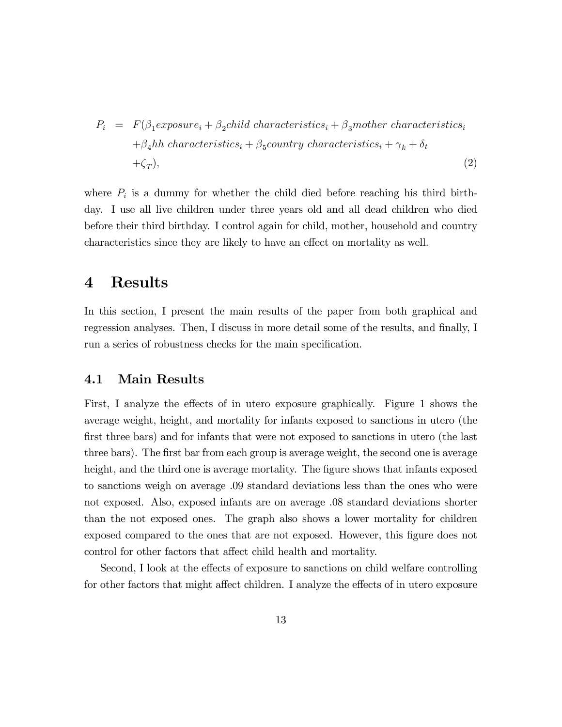$$
\begin{aligned}
P_i \;=\; & F(\beta_1 exposure_i + \beta_2 child\ characteristics_i + \beta_3 mother\ characteristics_i \\
& + \beta_4 hh\ characteristics_i + \beta_5 country\ characteristics_i + \gamma_k + \delta_t \\
& + \zeta_T), \qquad (2)
\end{aligned}
$$

where $P_i$ is a dummy for whether the child died before reaching his third birthday. I use all live children under three years old and all dead children who died before their third birthday. I control again for child, mother, household and country characteristics since they are likely to have an effect on mortality as well.

# 4 Results

In this section, I present the main results of the paper from both graphical and regression analyses. Then, I discuss in more detail some of the results, and finally, I run a series of robustness checks for the main specification.

## 4.1 Main Results

First, I analyze the effects of in utero exposure graphically. Figure 1 shows the average weight, height, and mortality for infants exposed to sanctions in utero (the first three bars) and for infants that were not exposed to sanctions in utero (the last three bars). The first bar from each group is average weight, the second one is average height, and the third one is average mortality. The figure shows that infants exposed to sanctions weigh on average .09 standard deviations less than the ones who were not exposed. Also, exposed infants are on average .08 standard deviations shorter than the not exposed ones. The graph also shows a lower mortality for children exposed compared to the ones that are not exposed. However, this figure does not control for other factors that affect child health and mortality.

Second, I look at the effects of exposure to sanctions on child welfare controlling for other factors that might affect children. I analyze the effects of in utero exposure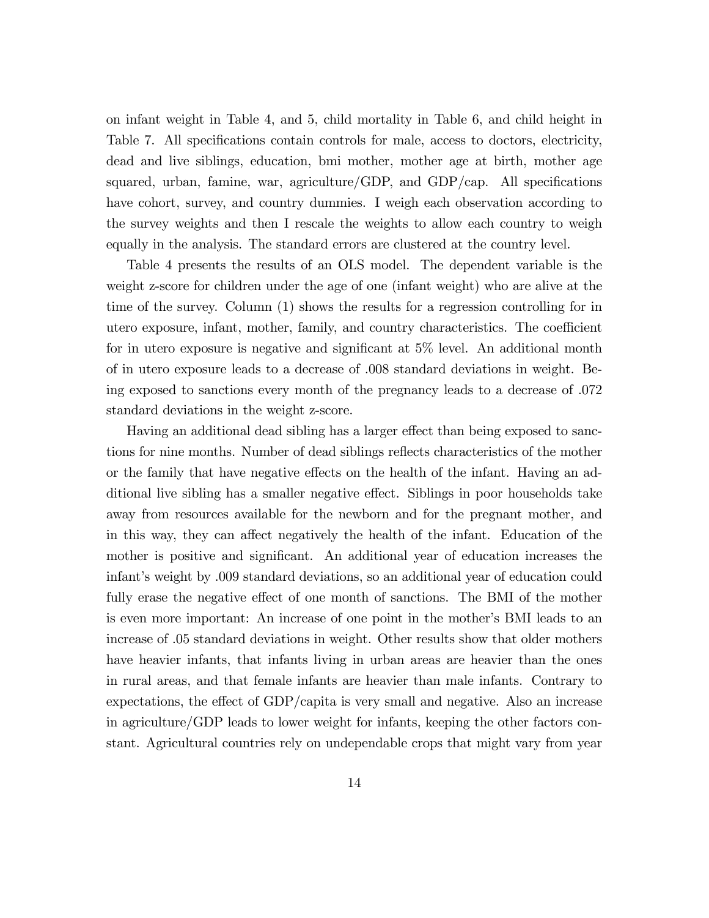on infant weight in Table 4, and 5, child mortality in Table 6, and child height in Table 7. All specifications contain controls for male, access to doctors, electricity, dead and live siblings, education, bmi mother, mother age at birth, mother age squared, urban, famine, war, agriculture/GDP, and GDP/cap. All specifications have cohort, survey, and country dummies. I weigh each observation according to the survey weights and then I rescale the weights to allow each country to weigh equally in the analysis. The standard errors are clustered at the country level.

Table 4 presents the results of an OLS model. The dependent variable is the weight z-score for children under the age of one (infant weight) who are alive at the time of the survey. Column (1) shows the results for a regression controlling for in utero exposure, infant, mother, family, and country characteristics. The coefficient for in utero exposure is negative and significant at 5% level. An additional month of in utero exposure leads to a decrease of .008 standard deviations in weight. Being exposed to sanctions every month of the pregnancy leads to a decrease of .072 standard deviations in the weight z-score.

Having an additional dead sibling has a larger effect than being exposed to sanctions for nine months. Number of dead siblings reflects characteristics of the mother or the family that have negative effects on the health of the infant. Having an additional live sibling has a smaller negative effect. Siblings in poor households take away from resources available for the newborn and for the pregnant mother, and in this way, they can affect negatively the health of the infant. Education of the mother is positive and significant. An additional year of education increases the infant's weight by .009 standard deviations, so an additional year of education could fully erase the negative effect of one month of sanctions. The BMI of the mother is even more important: An increase of one point in the mother's BMI leads to an increase of .05 standard deviations in weight. Other results show that older mothers have heavier infants, that infants living in urban areas are heavier than the ones in rural areas, and that female infants are heavier than male infants. Contrary to expectations, the effect of GDP/capita is very small and negative. Also an increase in agriculture/GDP leads to lower weight for infants, keeping the other factors constant. Agricultural countries rely on undependable crops that might vary from year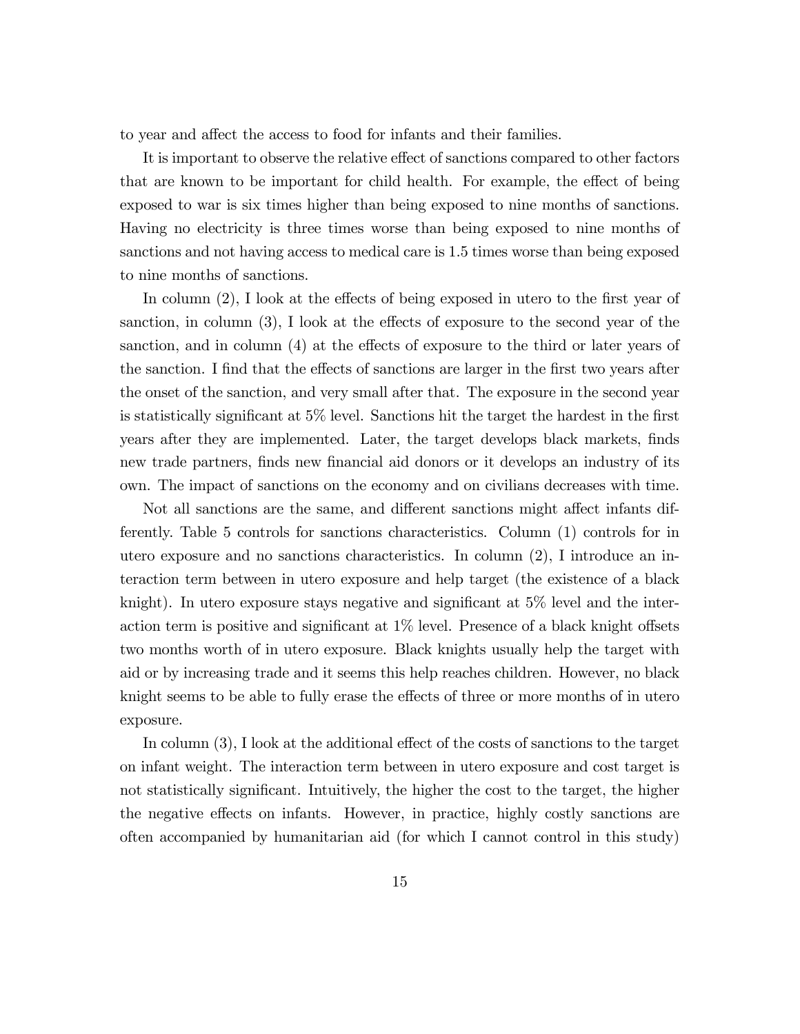to year and affect the access to food for infants and their families.

It is important to observe the relative effect of sanctions compared to other factors that are known to be important for child health. For example, the effect of being exposed to war is six times higher than being exposed to nine months of sanctions. Having no electricity is three times worse than being exposed to nine months of sanctions and not having access to medical care is 1.5 times worse than being exposed to nine months of sanctions.

In column (2), I look at the effects of being exposed in utero to the first year of sanction, in column (3), I look at the effects of exposure to the second year of the sanction, and in column (4) at the effects of exposure to the third or later years of the sanction. I find that the effects of sanctions are larger in the first two years after the onset of the sanction, and very small after that. The exposure in the second year is statistically significant at 5% level. Sanctions hit the target the hardest in the first years after they are implemented. Later, the target develops black markets, finds new trade partners, finds new financial aid donors or it develops an industry of its own. The impact of sanctions on the economy and on civilians decreases with time.

Not all sanctions are the same, and different sanctions might affect infants differently. Table 5 controls for sanctions characteristics. Column (1) controls for in utero exposure and no sanctions characteristics. In column (2), I introduce an interaction term between in utero exposure and help target (the existence of a black knight). In utero exposure stays negative and significant at 5% level and the interaction term is positive and significant at 1% level. Presence of a black knight offsets two months worth of in utero exposure. Black knights usually help the target with aid or by increasing trade and it seems this help reaches children. However, no black knight seems to be able to fully erase the effects of three or more months of in utero exposure.

In column (3), I look at the additional effect of the costs of sanctions to the target on infant weight. The interaction term between in utero exposure and cost target is not statistically significant. Intuitively, the higher the cost to the target, the higher the negative effects on infants. However, in practice, highly costly sanctions are often accompanied by humanitarian aid (for which I cannot control in this study)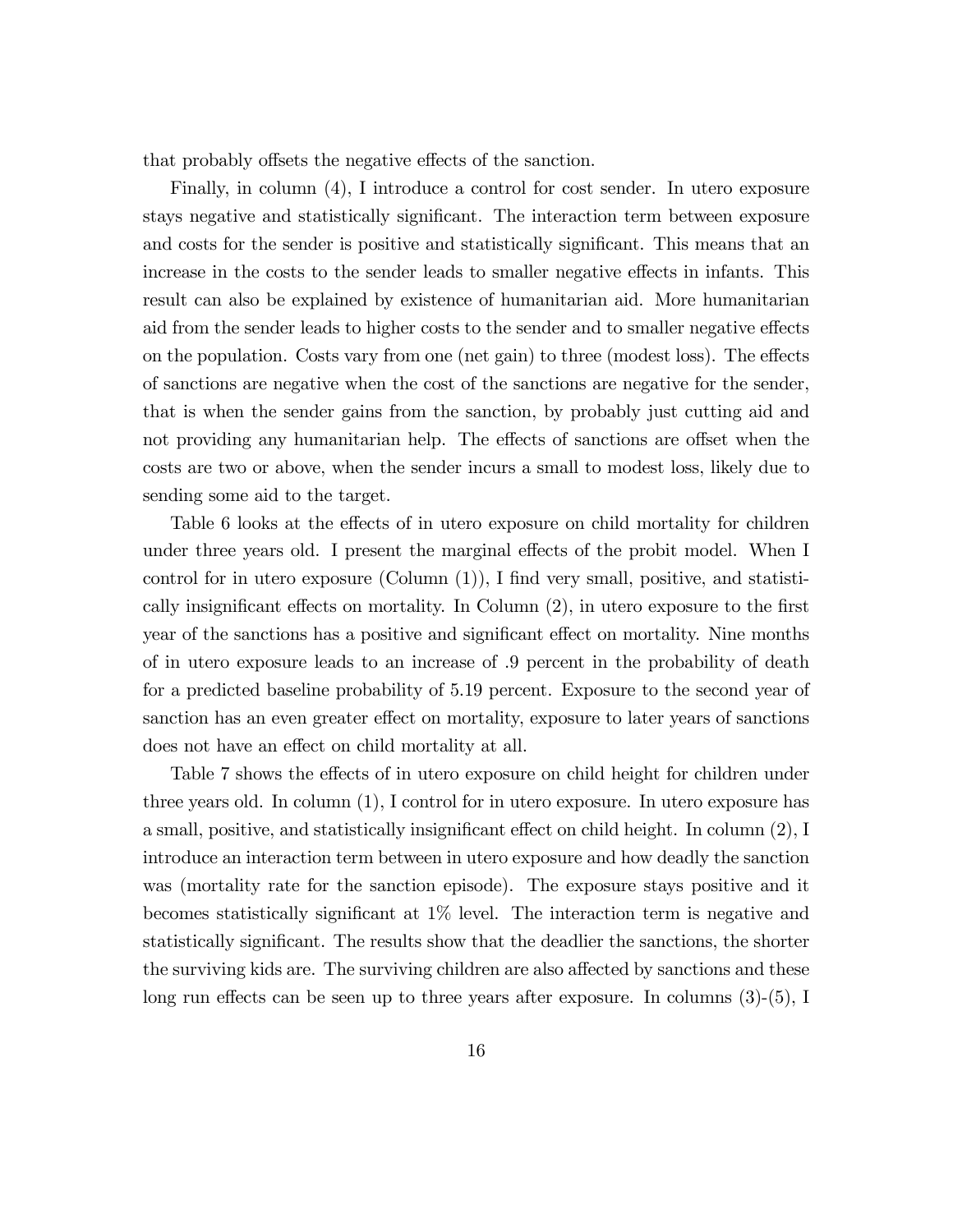that probably offsets the negative effects of the sanction.

Finally, in column (4), I introduce a control for cost sender. In utero exposure stays negative and statistically significant. The interaction term between exposure and costs for the sender is positive and statistically significant. This means that an increase in the costs to the sender leads to smaller negative effects in infants. This result can also be explained by existence of humanitarian aid. More humanitarian aid from the sender leads to higher costs to the sender and to smaller negative effects on the population. Costs vary from one (net gain) to three (modest loss). The effects of sanctions are negative when the cost of the sanctions are negative for the sender, that is when the sender gains from the sanction, by probably just cutting aid and not providing any humanitarian help. The effects of sanctions are offset when the costs are two or above, when the sender incurs a small to modest loss, likely due to sending some aid to the target.

Table 6 looks at the effects of in utero exposure on child mortality for children under three years old. I present the marginal effects of the probit model. When I control for in utero exposure (Column (1)), I find very small, positive, and statistically insignificant effects on mortality. In Column (2), in utero exposure to the first year of the sanctions has a positive and significant effect on mortality. Nine months of in utero exposure leads to an increase of .9 percent in the probability of death for a predicted baseline probability of 5.19 percent. Exposure to the second year of sanction has an even greater effect on mortality, exposure to later years of sanctions does not have an effect on child mortality at all.

Table 7 shows the effects of in utero exposure on child height for children under three years old. In column (1), I control for in utero exposure. In utero exposure has a small, positive, and statistically insignificant effect on child height. In column (2), I introduce an interaction term between in utero exposure and how deadly the sanction was (mortality rate for the sanction episode). The exposure stays positive and it becomes statistically significant at 1% level. The interaction term is negative and statistically significant. The results show that the deadlier the sanctions, the shorter the surviving kids are. The surviving children are also affected by sanctions and these long run effects can be seen up to three years after exposure. In columns (3)-(5), I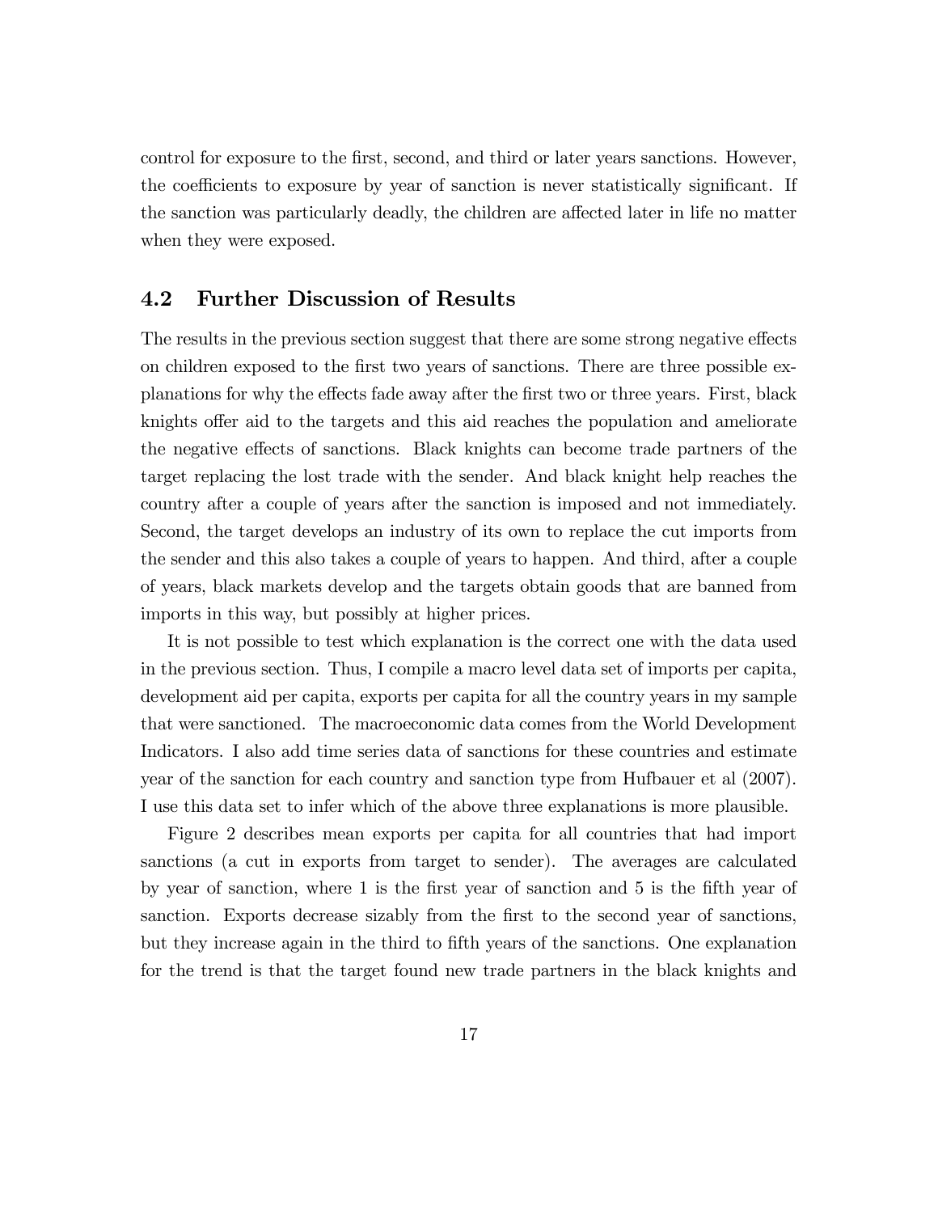control for exposure to the first, second, and third or later years sanctions. However, the coefficients to exposure by year of sanction is never statistically significant. If the sanction was particularly deadly, the children are affected later in life no matter when they were exposed.

## 4.2 Further Discussion of Results

The results in the previous section suggest that there are some strong negative effects on children exposed to the first two years of sanctions. There are three possible explanations for why the effects fade away after the first two or three years. First, black knights offer aid to the targets and this aid reaches the population and ameliorate the negative effects of sanctions. Black knights can become trade partners of the target replacing the lost trade with the sender. And black knight help reaches the country after a couple of years after the sanction is imposed and not immediately. Second, the target develops an industry of its own to replace the cut imports from the sender and this also takes a couple of years to happen. And third, after a couple of years, black markets develop and the targets obtain goods that are banned from imports in this way, but possibly at higher prices.

It is not possible to test which explanation is the correct one with the data used in the previous section. Thus, I compile a macro level data set of imports per capita, development aid per capita, exports per capita for all the country years in my sample that were sanctioned. The macroeconomic data comes from the World Development Indicators. I also add time series data of sanctions for these countries and estimate year of the sanction for each country and sanction type from Hufbauer et al (2007). I use this data set to infer which of the above three explanations is more plausible.

Figure 2 describes mean exports per capita for all countries that had import sanctions (a cut in exports from target to sender). The averages are calculated by year of sanction, where 1 is the first year of sanction and 5 is the fifth year of sanction. Exports decrease sizably from the first to the second year of sanctions, but they increase again in the third to fifth years of the sanctions. One explanation for the trend is that the target found new trade partners in the black knights and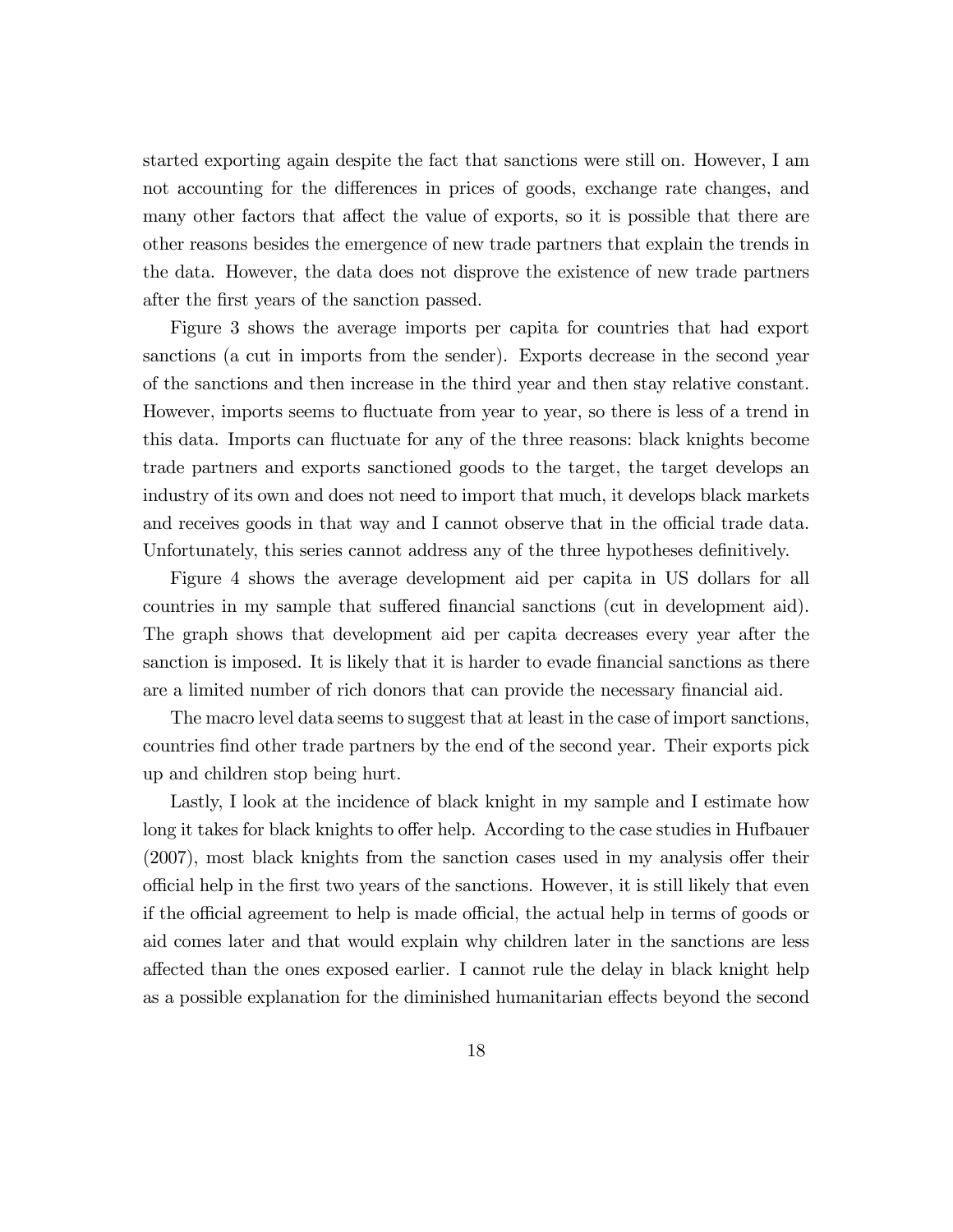started exporting again despite the fact that sanctions were still on. However, I am not accounting for the differences in prices of goods, exchange rate changes, and many other factors that affect the value of exports, so it is possible that there are other reasons besides the emergence of new trade partners that explain the trends in the data. However, the data does not disprove the existence of new trade partners after the first years of the sanction passed.

Figure 3 shows the average imports per capita for countries that had export sanctions (a cut in imports from the sender). Exports decrease in the second year of the sanctions and then increase in the third year and then stay relative constant. However, imports seems to fluctuate from year to year, so there is less of a trend in this data. Imports can fluctuate for any of the three reasons: black knights become trade partners and exports sanctioned goods to the target, the target develops an industry of its own and does not need to import that much, it develops black markets and receives goods in that way and I cannot observe that in the official trade data. Unfortunately, this series cannot address any of the three hypotheses definitively.

Figure 4 shows the average development aid per capita in US dollars for all countries in my sample that suffered financial sanctions (cut in development aid). The graph shows that development aid per capita decreases every year after the sanction is imposed. It is likely that it is harder to evade financial sanctions as there are a limited number of rich donors that can provide the necessary financial aid.

The macro level data seems to suggest that at least in the case of import sanctions, countries find other trade partners by the end of the second year. Their exports pick up and children stop being hurt.

Lastly, I look at the incidence of black knight in my sample and I estimate how long it takes for black knights to offer help. According to the case studies in Hufbauer (2007), most black knights from the sanction cases used in my analysis offer their official help in the first two years of the sanctions. However, it is still likely that even if the official agreement to help is made official, the actual help in terms of goods or aid comes later and that would explain why children later in the sanctions are less affected than the ones exposed earlier. I cannot rule the delay in black knight help as a possible explanation for the diminished humanitarian effects beyond the second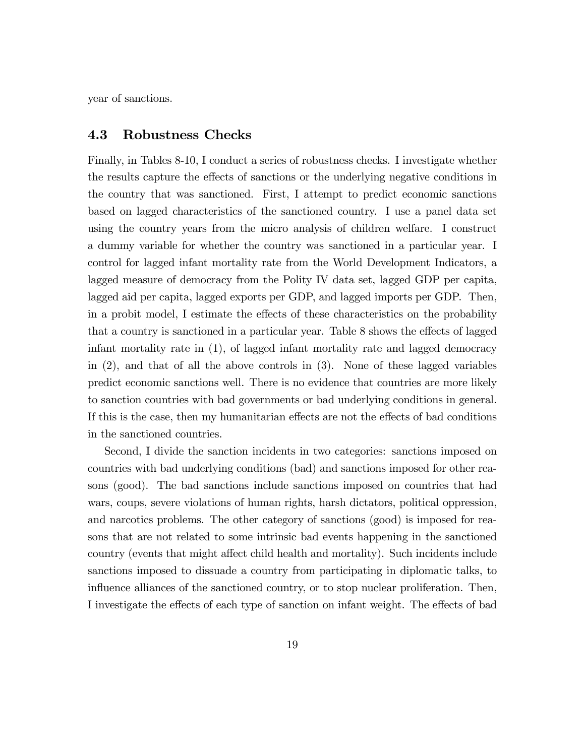year of sanctions.

### 4.3 Robustness Checks

Finally, in Tables 8-10, I conduct a series of robustness checks. I investigate whether the results capture the effects of sanctions or the underlying negative conditions in the country that was sanctioned. First, I attempt to predict economic sanctions based on lagged characteristics of the sanctioned country. I use a panel data set using the country years from the micro analysis of children welfare. I construct a dummy variable for whether the country was sanctioned in a particular year. I control for lagged infant mortality rate from the World Development Indicators, a lagged measure of democracy from the Polity IV data set, lagged GDP per capita, lagged aid per capita, lagged exports per GDP, and lagged imports per GDP. Then, in a probit model, I estimate the effects of these characteristics on the probability that a country is sanctioned in a particular year. Table 8 shows the effects of lagged infant mortality rate in (1), of lagged infant mortality rate and lagged democracy in (2), and that of all the above controls in (3). None of these lagged variables predict economic sanctions well. There is no evidence that countries are more likely to sanction countries with bad governments or bad underlying conditions in general. If this is the case, then my humanitarian effects are not the effects of bad conditions in the sanctioned countries.

Second, I divide the sanction incidents in two categories: sanctions imposed on countries with bad underlying conditions (bad) and sanctions imposed for other reasons (good). The bad sanctions include sanctions imposed on countries that had wars, coups, severe violations of human rights, harsh dictators, political oppression, and narcotics problems. The other category of sanctions (good) is imposed for reasons that are not related to some intrinsic bad events happening in the sanctioned country (events that might affect child health and mortality). Such incidents include sanctions imposed to dissuade a country from participating in diplomatic talks, to influence alliances of the sanctioned country, or to stop nuclear proliferation. Then, I investigate the effects of each type of sanction on infant weight. The effects of bad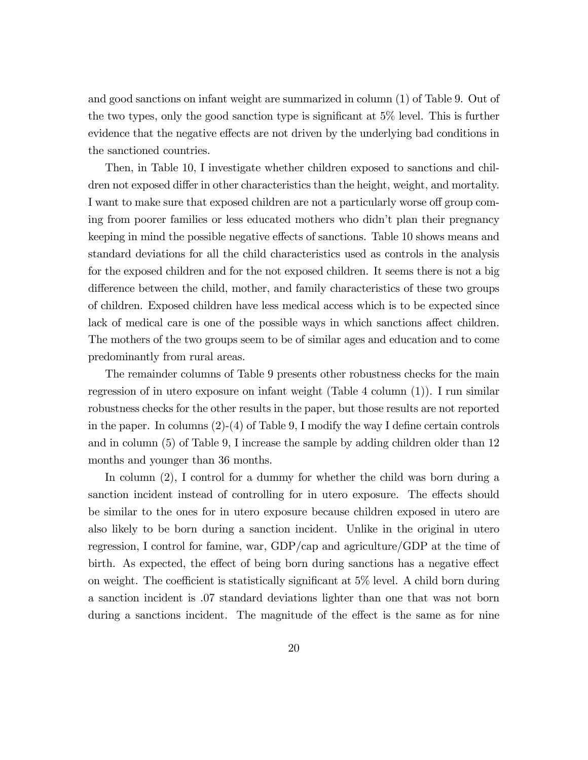and good sanctions on infant weight are summarized in column (1) of Table 9. Out of the two types, only the good sanction type is significant at 5% level. This is further evidence that the negative effects are not driven by the underlying bad conditions in the sanctioned countries.

Then, in Table 10, I investigate whether children exposed to sanctions and children not exposed differ in other characteristics than the height, weight, and mortality. I want to make sure that exposed children are not a particularly worse off group coming from poorer families or less educated mothers who didn't plan their pregnancy keeping in mind the possible negative effects of sanctions. Table 10 shows means and standard deviations for all the child characteristics used as controls in the analysis for the exposed children and for the not exposed children. It seems there is not a big difference between the child, mother, and family characteristics of these two groups of children. Exposed children have less medical access which is to be expected since lack of medical care is one of the possible ways in which sanctions affect children. The mothers of the two groups seem to be of similar ages and education and to come predominantly from rural areas.

The remainder columns of Table 9 presents other robustness checks for the main regression of in utero exposure on infant weight (Table 4 column (1)). I run similar robustness checks for the other results in the paper, but those results are not reported in the paper. In columns (2)-(4) of Table 9, I modify the way I define certain controls and in column (5) of Table 9, I increase the sample by adding children older than 12 months and younger than 36 months.

In column (2), I control for a dummy for whether the child was born during a sanction incident instead of controlling for in utero exposure. The effects should be similar to the ones for in utero exposure because children exposed in utero are also likely to be born during a sanction incident. Unlike in the original in utero regression, I control for famine, war, GDP/cap and agriculture/GDP at the time of birth. As expected, the effect of being born during sanctions has a negative effect on weight. The coefficient is statistically significant at 5% level. A child born during a sanction incident is .07 standard deviations lighter than one that was not born during a sanctions incident. The magnitude of the effect is the same as for nine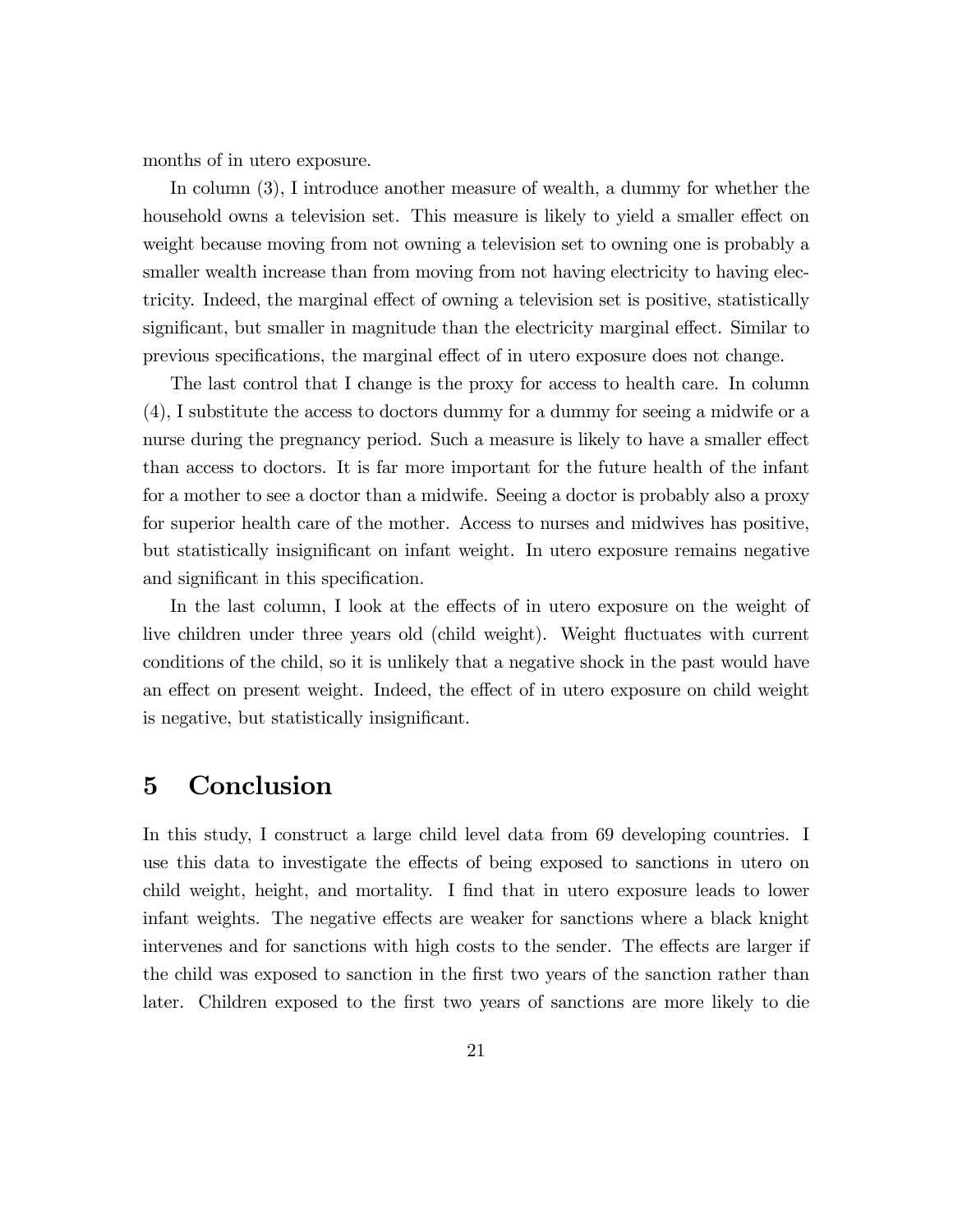months of in utero exposure.

In column (3), I introduce another measure of wealth, a dummy for whether the household owns a television set. This measure is likely to yield a smaller effect on weight because moving from not owning a television set to owning one is probably a smaller wealth increase than from moving from not having electricity to having electricity. Indeed, the marginal effect of owning a television set is positive, statistically significant, but smaller in magnitude than the electricity marginal effect. Similar to previous specifications, the marginal effect of in utero exposure does not change.

The last control that I change is the proxy for access to health care. In column (4), I substitute the access to doctors dummy for a dummy for seeing a midwife or a nurse during the pregnancy period. Such a measure is likely to have a smaller effect than access to doctors. It is far more important for the future health of the infant for a mother to see a doctor than a midwife. Seeing a doctor is probably also a proxy for superior health care of the mother. Access to nurses and midwives has positive, but statistically insignificant on infant weight. In utero exposure remains negative and significant in this specification.

In the last column, I look at the effects of in utero exposure on the weight of live children under three years old (child weight). Weight fluctuates with current conditions of the child, so it is unlikely that a negative shock in the past would have an effect on present weight. Indeed, the effect of in utero exposure on child weight is negative, but statistically insignificant.

# 5 Conclusion

In this study, I construct a large child level data from 69 developing countries. I use this data to investigate the effects of being exposed to sanctions in utero on child weight, height, and mortality. I find that in utero exposure leads to lower infant weights. The negative effects are weaker for sanctions where a black knight intervenes and for sanctions with high costs to the sender. The effects are larger if the child was exposed to sanction in the first two years of the sanction rather than later. Children exposed to the first two years of sanctions are more likely to die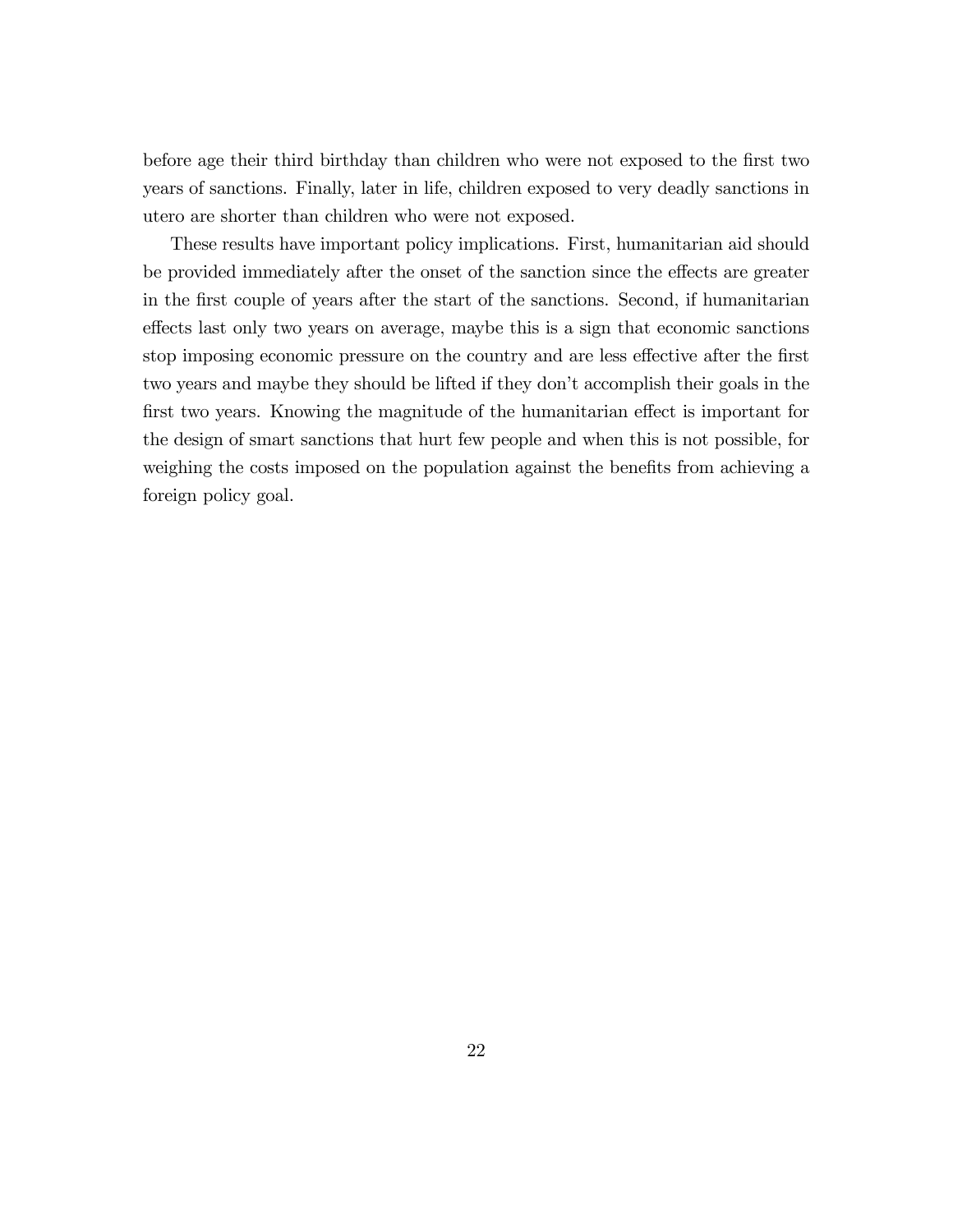before age their third birthday than children who were not exposed to the first two years of sanctions. Finally, later in life, children exposed to very deadly sanctions in utero are shorter than children who were not exposed.

These results have important policy implications. First, humanitarian aid should be provided immediately after the onset of the sanction since the effects are greater in the first couple of years after the start of the sanctions. Second, if humanitarian effects last only two years on average, maybe this is a sign that economic sanctions stop imposing economic pressure on the country and are less effective after the first two years and maybe they should be lifted if they don't accomplish their goals in the first two years. Knowing the magnitude of the humanitarian effect is important for the design of smart sanctions that hurt few people and when this is not possible, for weighing the costs imposed on the population against the benefits from achieving a foreign policy goal.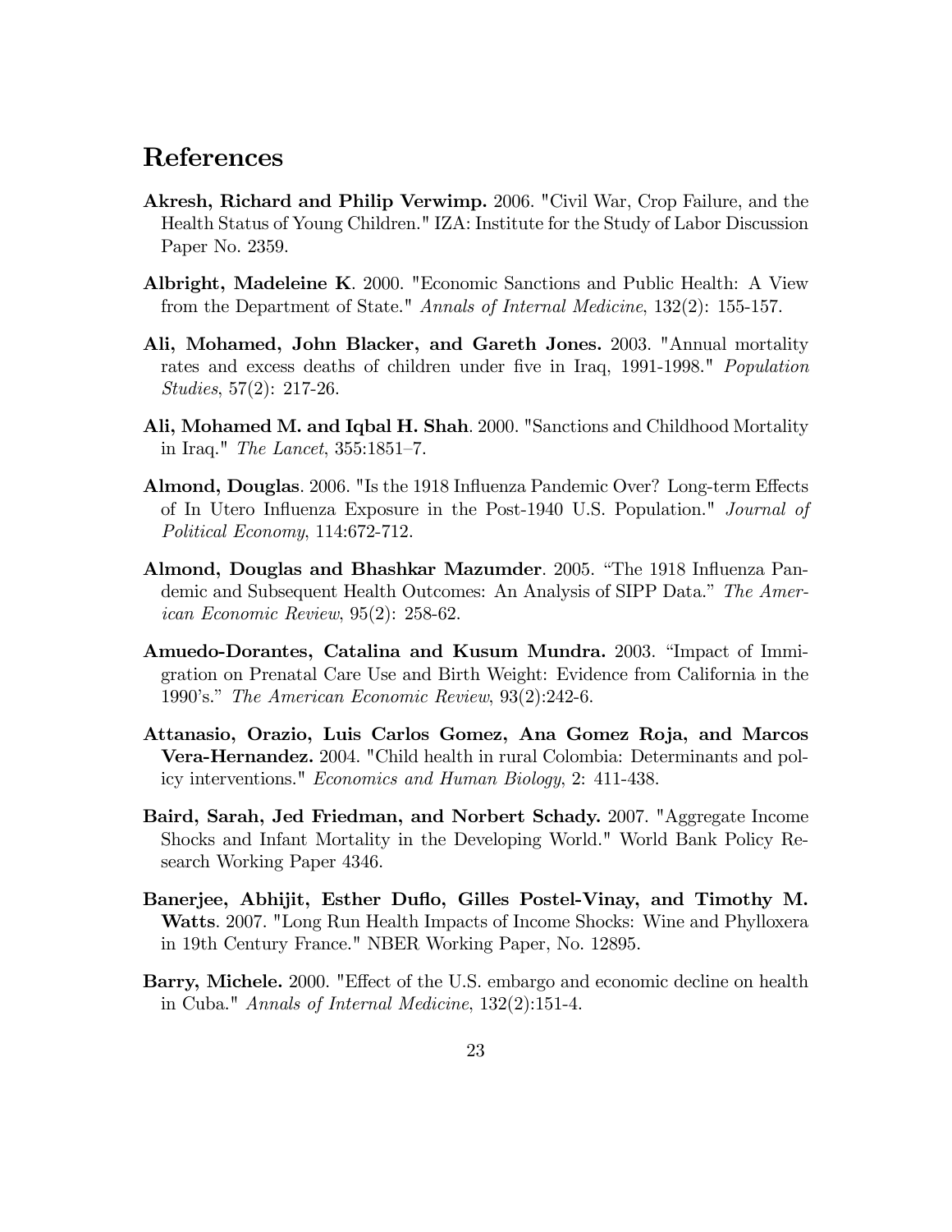## References

**Akresh, Richard and Philip Verwimp.** 2006. "Civil War, Crop Failure, and the Health Status of Young Children." IZA: Institute for the Study of Labor Discussion Paper No. 2359.

**Albright, Madeleine K**. 2000. "Economic Sanctions and Public Health: A View from the Department of State." *Annals of Internal Medicine*, 132(2): 155-157.

**Ali, Mohamed, John Blacker, and Gareth Jones.** 2003. "Annual mortality rates and excess deaths of children under five in Iraq, 1991-1998." *Population Studies*, 57(2): 217-26.

**Ali, Mohamed M. and Iqbal H. Shah**. 2000. "Sanctions and Childhood Mortality in Iraq." *The Lancet*, 355:1851–7.

**Almond, Douglas**. 2006. "Is the 1918 Influenza Pandemic Over? Long-term Effects of In Utero Influenza Exposure in the Post-1940 U.S. Population." *Journal of Political Economy*, 114:672-712.

**Almond, Douglas and Bhashkar Mazumder**. 2005. "The 1918 Influenza Pandemic and Subsequent Health Outcomes: An Analysis of SIPP Data." *The American Economic Review*, 95(2): 258-62.

**Amuedo-Dorantes, Catalina and Kusum Mundra.** 2003. "Impact of Immigration on Prenatal Care Use and Birth Weight: Evidence from California in the 1990's." *The American Economic Review*, 93(2):242-6.

**Attanasio, Orazio, Luis Carlos Gomez, Ana Gomez Roja, and Marcos Vera-Hernandez.** 2004. "Child health in rural Colombia: Determinants and policy interventions." *Economics and Human Biology*, 2: 411-438.

**Baird, Sarah, Jed Friedman, and Norbert Schady.** 2007. "Aggregate Income Shocks and Infant Mortality in the Developing World." World Bank Policy Research Working Paper 4346.

**Banerjee, Abhijit, Esther Duflo, Gilles Postel-Vinay, and Timothy M. Watts**. 2007. "Long Run Health Impacts of Income Shocks: Wine and Phylloxera in 19th Century France." NBER Working Paper, No. 12895.

**Barry, Michele.** 2000. "Effect of the U.S. embargo and economic decline on health in Cuba." *Annals of Internal Medicine*, 132(2):151-4.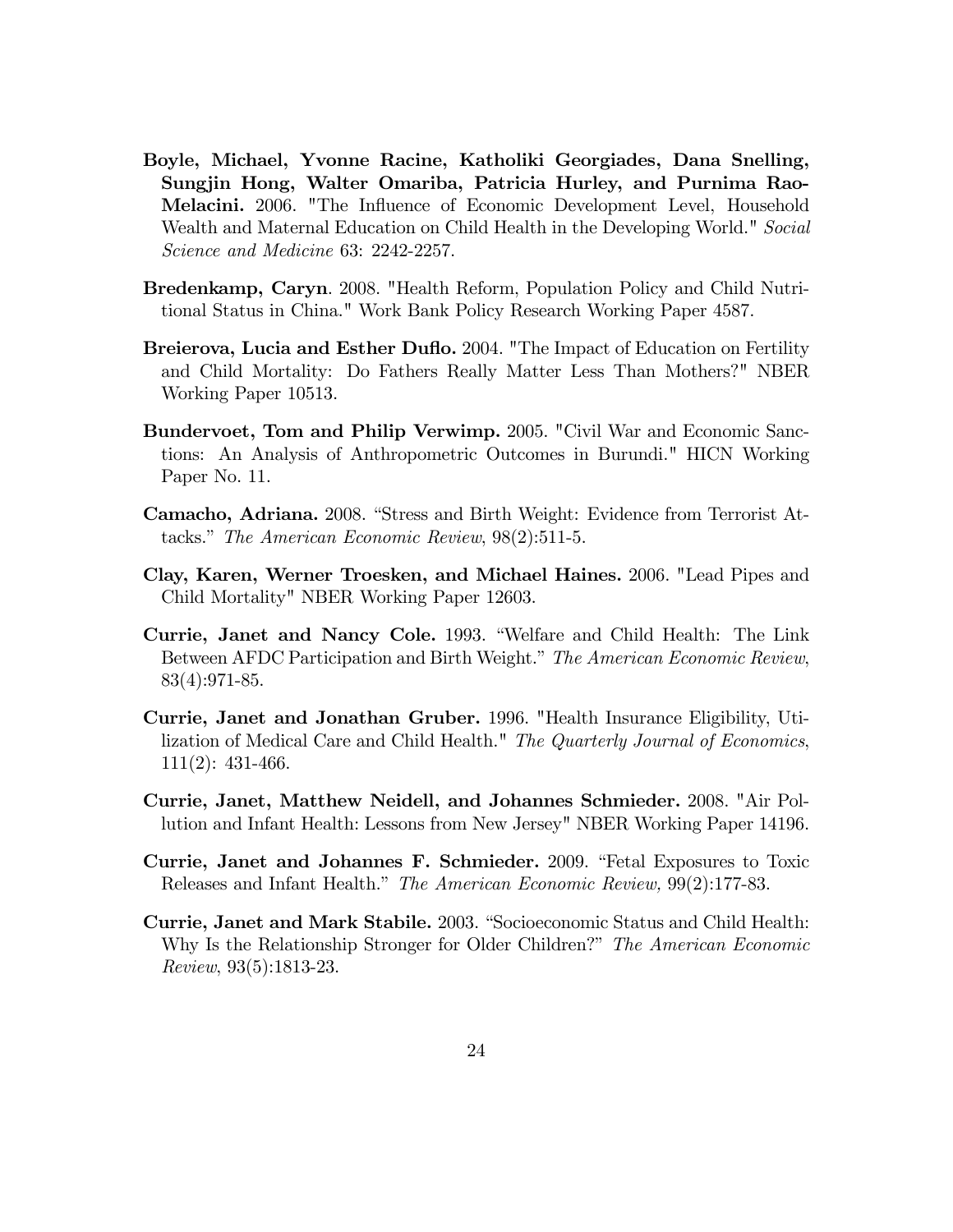**Boyle, Michael, Yvonne Racine, Katholiki Georgiades, Dana Snelling, Sungjin Hong, Walter Omariba, Patricia Hurley, and Purnima Rao-Melacini.** 2006. "The Influence of Economic Development Level, Household Wealth and Maternal Education on Child Health in the Developing World." *Social Science and Medicine* 63: 2242-2257.

**Bredenkamp, Caryn**. 2008. "Health Reform, Population Policy and Child Nutritional Status in China." Work Bank Policy Research Working Paper 4587.

**Breierova, Lucia and Esther Duflo.** 2004. "The Impact of Education on Fertility and Child Mortality: Do Fathers Really Matter Less Than Mothers?" NBER Working Paper 10513.

**Bundervoet, Tom and Philip Verwimp.** 2005. "Civil War and Economic Sanctions: An Analysis of Anthropometric Outcomes in Burundi." HICN Working Paper No. 11.

**Camacho, Adriana.** 2008. "Stress and Birth Weight: Evidence from Terrorist Attacks." *The American Economic Review*, 98(2):511-5.

**Clay, Karen, Werner Troesken, and Michael Haines.** 2006. "Lead Pipes and Child Mortality" NBER Working Paper 12603.

**Currie, Janet and Nancy Cole.** 1993. "Welfare and Child Health: The Link Between AFDC Participation and Birth Weight." *The American Economic Review*, 83(4):971-85.

**Currie, Janet and Jonathan Gruber.** 1996. "Health Insurance Eligibility, Utilization of Medical Care and Child Health." *The Quarterly Journal of Economics*, 111(2): 431-466.

**Currie, Janet, Matthew Neidell, and Johannes Schmieder.** 2008. "Air Pollution and Infant Health: Lessons from New Jersey" NBER Working Paper 14196.

**Currie, Janet and Johannes F. Schmieder.** 2009. "Fetal Exposures to Toxic Releases and Infant Health." *The American Economic Review,* 99(2):177-83.

**Currie, Janet and Mark Stabile.** 2003. "Socioeconomic Status and Child Health: Why Is the Relationship Stronger for Older Children?" *The American Economic Review*, 93(5):1813-23.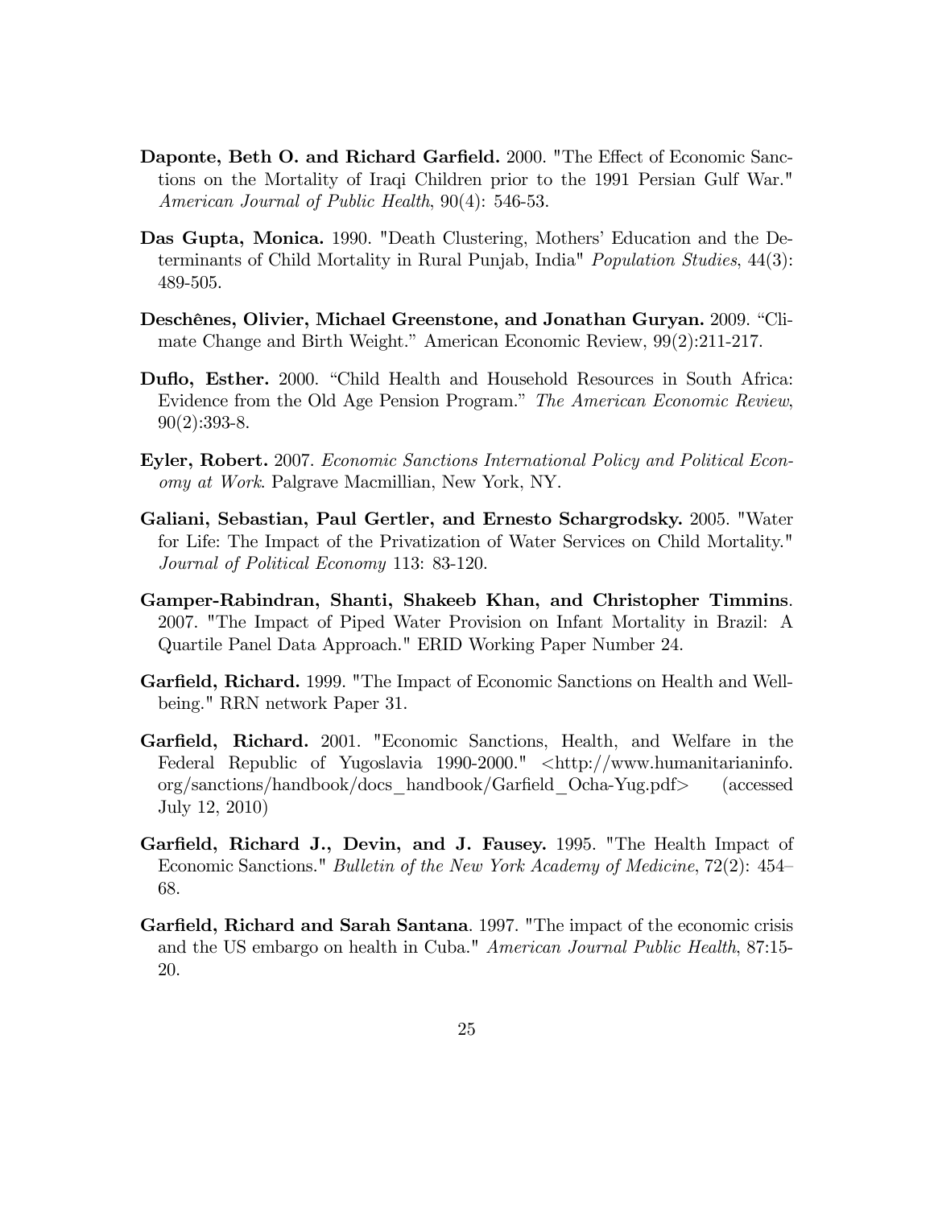**Daponte, Beth O. and Richard Garfield.** 2000. "The Effect of Economic Sanctions on the Mortality of Iraqi Children prior to the 1991 Persian Gulf War." *American Journal of Public Health*, 90(4): 546-53.

**Das Gupta, Monica.** 1990. "Death Clustering, Mothers' Education and the Determinants of Child Mortality in Rural Punjab, India" *Population Studies*, 44(3): 489-505.

**Deschênes, Olivier, Michael Greenstone, and Jonathan Guryan.** 2009. "Climate Change and Birth Weight." American Economic Review, 99(2):211-217.

**Duflo, Esther.** 2000. "Child Health and Household Resources in South Africa: Evidence from the Old Age Pension Program." *The American Economic Review*, 90(2):393-8.

**Eyler, Robert.** 2007. *Economic Sanctions International Policy and Political Economy at Work*. Palgrave Macmillian, New York, NY.

**Galiani, Sebastian, Paul Gertler, and Ernesto Schargrodsky.** 2005. "Water for Life: The Impact of the Privatization of Water Services on Child Mortality." *Journal of Political Economy* 113: 83-120.

**Gamper-Rabindran, Shanti, Shakeeb Khan, and Christopher Timmins**. 2007. "The Impact of Piped Water Provision on Infant Mortality in Brazil: A Quartile Panel Data Approach." ERID Working Paper Number 24.

**Garfield, Richard.** 1999. "The Impact of Economic Sanctions on Health and Well-being." RRN network Paper 31.

**Garfield, Richard.** 2001. "Economic Sanctions, Health, and Welfare in the Federal Republic of Yugoslavia 1990-2000." <http://www.humanitarianinfo.org/sanctions/handbook/docs_handbook/Garfield_Ocha-Yug.pdf> (accessed July 12, 2010)

**Garfield, Richard J., Devin, and J. Fausey.** 1995. "The Health Impact of Economic Sanctions." *Bulletin of the New York Academy of Medicine*, 72(2): 454–68.

**Garfield, Richard and Sarah Santana**. 1997. "The impact of the economic crisis and the US embargo on health in Cuba." *American Journal Public Health*, 87:15-20.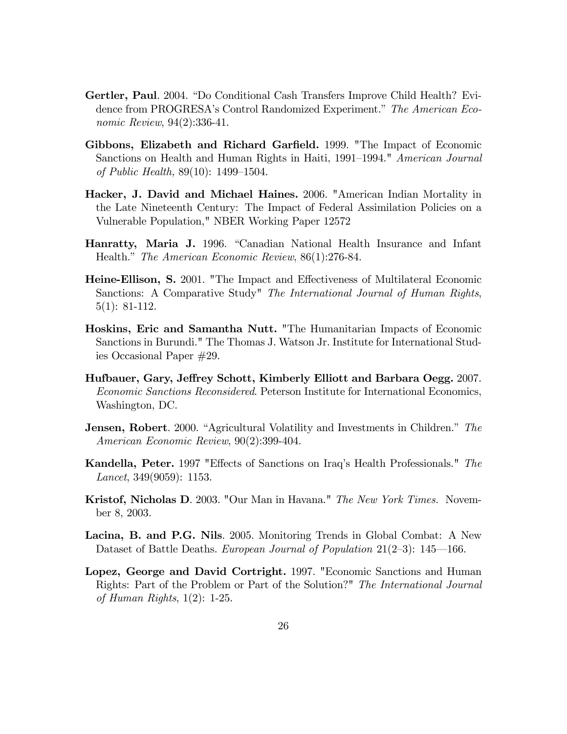**Gertler, Paul**. 2004. "Do Conditional Cash Transfers Improve Child Health? Evidence from PROGRESA's Control Randomized Experiment." *The American Economic Review*, 94(2):336-41.

**Gibbons, Elizabeth and Richard Garfield.** 1999. "The Impact of Economic Sanctions on Health and Human Rights in Haiti, 1991–1994." *American Journal of Public Health,* 89(10): 1499–1504.

**Hacker, J. David and Michael Haines.** 2006. "American Indian Mortality in the Late Nineteenth Century: The Impact of Federal Assimilation Policies on a Vulnerable Population," NBER Working Paper 12572

**Hanratty, Maria J.** 1996. "Canadian National Health Insurance and Infant Health." *The American Economic Review*, 86(1):276-84.

**Heine-Ellison, S.** 2001. "The Impact and Effectiveness of Multilateral Economic Sanctions: A Comparative Study" *The International Journal of Human Rights*, 5(1): 81-112.

**Hoskins, Eric and Samantha Nutt.** "The Humanitarian Impacts of Economic Sanctions in Burundi." The Thomas J. Watson Jr. Institute for International Studies Occasional Paper #29.

**Hufbauer, Gary, Jeffrey Schott, Kimberly Elliott and Barbara Oegg.** 2007. *Economic Sanctions Reconsidered*. Peterson Institute for International Economics, Washington, DC.

**Jensen, Robert**. 2000. "Agricultural Volatility and Investments in Children." *The American Economic Review*, 90(2):399-404.

**Kandella, Peter.** 1997 "Effects of Sanctions on Iraq's Health Professionals." *The Lancet*, 349(9059): 1153.

**Kristof, Nicholas D**. 2003. "Our Man in Havana." *The New York Times.* November 8, 2003.

**Lacina, B. and P.G. Nils**. 2005. Monitoring Trends in Global Combat: A New Dataset of Battle Deaths. *European Journal of Population* 21(2–3): 145—166.

**Lopez, George and David Cortright.** 1997. "Economic Sanctions and Human Rights: Part of the Problem or Part of the Solution?" *The International Journal of Human Rights*, 1(2): 1-25.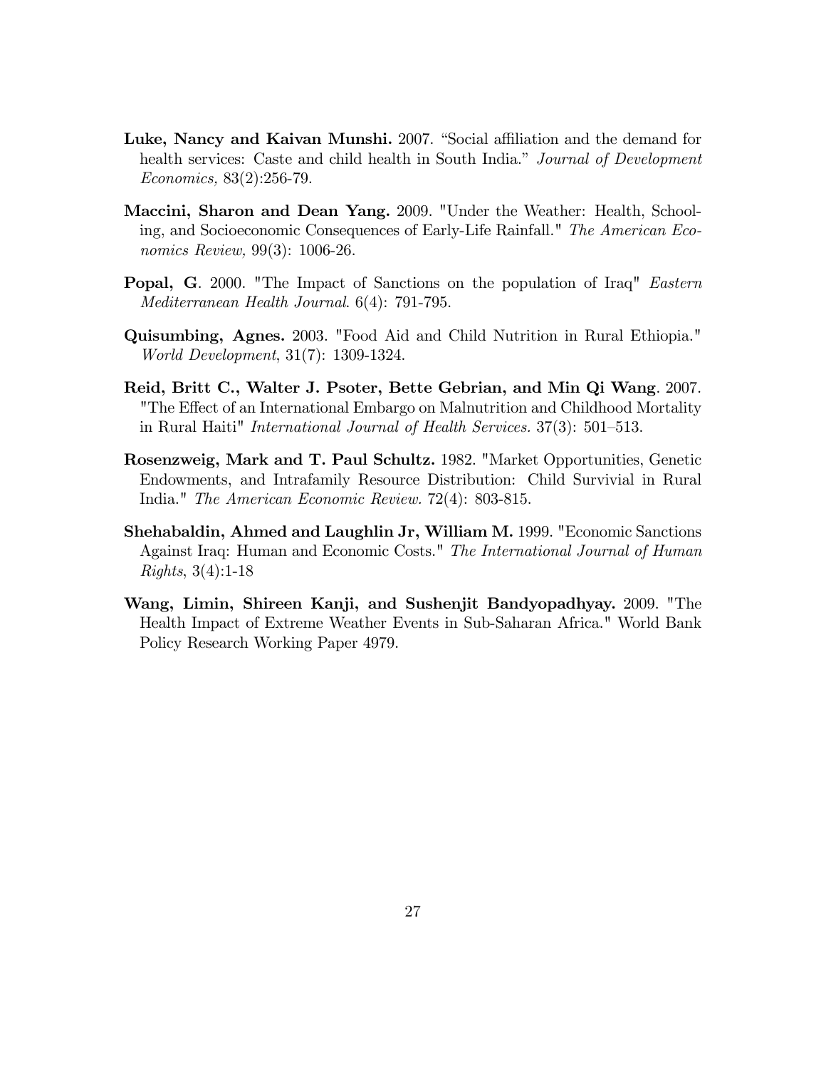**Luke, Nancy and Kaivan Munshi.** 2007. "Social affiliation and the demand for health services: Caste and child health in South India." *Journal of Development Economics,* 83(2):256-79.

**Maccini, Sharon and Dean Yang.** 2009. "Under the Weather: Health, Schooling, and Socioeconomic Consequences of Early-Life Rainfall." *The American Economics Review,* 99(3): 1006-26.

**Popal, G**. 2000. "The Impact of Sanctions on the population of Iraq" *Eastern Mediterranean Health Journal*. 6(4): 791-795.

**Quisumbing, Agnes.** 2003. "Food Aid and Child Nutrition in Rural Ethiopia." *World Development*, 31(7): 1309-1324.

**Reid, Britt C., Walter J. Psoter, Bette Gebrian, and Min Qi Wang**. 2007. "The Effect of an International Embargo on Malnutrition and Childhood Mortality in Rural Haiti" *International Journal of Health Services.* 37(3): 501–513.

**Rosenzweig, Mark and T. Paul Schultz.** 1982. "Market Opportunities, Genetic Endowments, and Intrafamily Resource Distribution: Child Survivial in Rural India." *The American Economic Review.* 72(4): 803-815.

**Shehabaldin, Ahmed and Laughlin Jr, William M.** 1999. "Economic Sanctions Against Iraq: Human and Economic Costs." *The International Journal of Human Rights*, 3(4):1-18

**Wang, Limin, Shireen Kanji, and Sushenjit Bandyopadhyay.** 2009. "The Health Impact of Extreme Weather Events in Sub-Saharan Africa." World Bank Policy Research Working Paper 4979.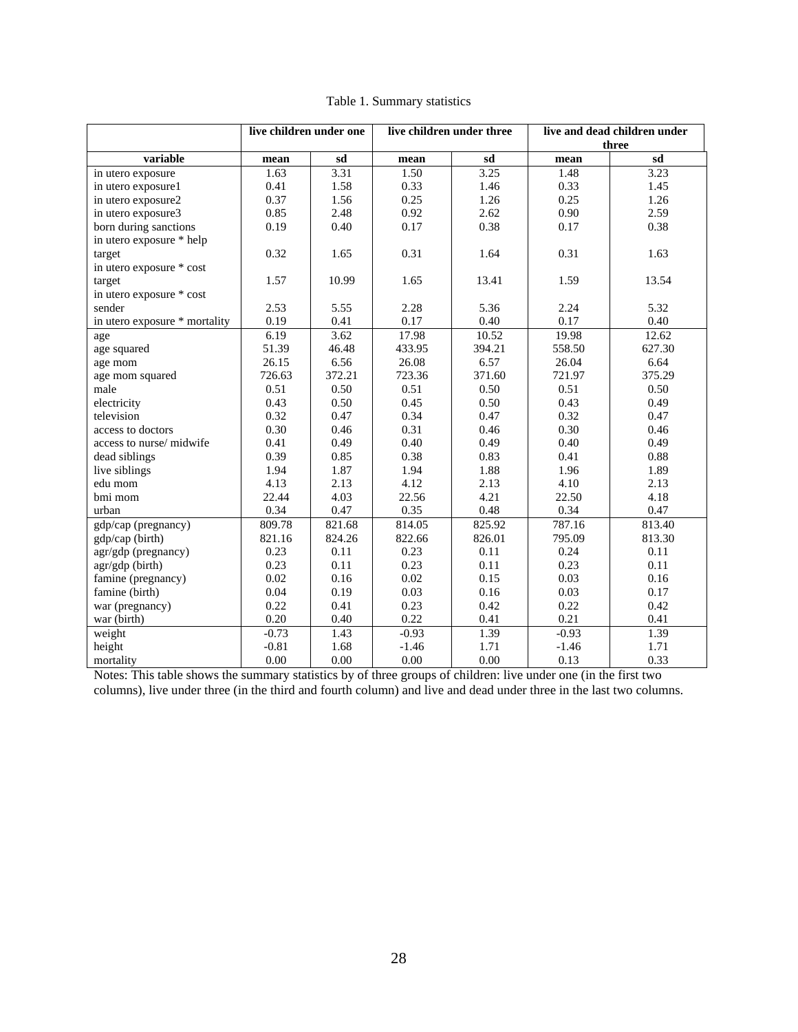Table 1. Summary statistics

| | live children under one | | live children under three | | live and dead children under three | |
|---|---|---|---|---|---|---|
| **variable** | **mean** | **sd** | **mean** | **sd** | **mean** | **sd** |
| in utero exposure | 1.63 | 3.31 | 1.50 | 3.25 | 1.48 | 3.23 |
| in utero exposure1 | 0.41 | 1.58 | 0.33 | 1.46 | 0.33 | 1.45 |
| in utero exposure2 | 0.37 | 1.56 | 0.25 | 1.26 | 0.25 | 1.26 |
| in utero exposure3 | 0.85 | 2.48 | 0.92 | 2.62 | 0.90 | 2.59 |
| born during sanctions | 0.19 | 0.40 | 0.17 | 0.38 | 0.17 | 0.38 |
| in utero exposure * help target | 0.32 | 1.65 | 0.31 | 1.64 | 0.31 | 1.63 |
| in utero exposure * cost target | 1.57 | 10.99 | 1.65 | 13.41 | 1.59 | 13.54 |
| in utero exposure * cost sender | 2.53 | 5.55 | 2.28 | 5.36 | 2.24 | 5.32 |
| in utero exposure * mortality | 0.19 | 0.41 | 0.17 | 0.40 | 0.17 | 0.40 |
| age | 6.19 | 3.62 | 17.98 | 10.52 | 19.98 | 12.62 |
| age squared | 51.39 | 46.48 | 433.95 | 394.21 | 558.50 | 627.30 |
| age mom | 26.15 | 6.56 | 26.08 | 6.57 | 26.04 | 6.64 |
| age mom squared | 726.63 | 372.21 | 723.36 | 371.60 | 721.97 | 375.29 |
| male | 0.51 | 0.50 | 0.51 | 0.50 | 0.51 | 0.50 |
| electricity | 0.43 | 0.50 | 0.45 | 0.50 | 0.43 | 0.49 |
| television | 0.32 | 0.47 | 0.34 | 0.47 | 0.32 | 0.47 |
| access to doctors | 0.30 | 0.46 | 0.31 | 0.46 | 0.30 | 0.46 |
| access to nurse/ midwife | 0.41 | 0.49 | 0.40 | 0.49 | 0.40 | 0.49 |
| dead siblings | 0.39 | 0.85 | 0.38 | 0.83 | 0.41 | 0.88 |
| live siblings | 1.94 | 1.87 | 1.94 | 1.88 | 1.96 | 1.89 |
| edu mom | 4.13 | 2.13 | 4.12 | 2.13 | 4.10 | 2.13 |
| bmi mom | 22.44 | 4.03 | 22.56 | 4.21 | 22.50 | 4.18 |
| urban | 0.34 | 0.47 | 0.35 | 0.48 | 0.34 | 0.47 |
| gdp/cap (pregnancy) | 809.78 | 821.68 | 814.05 | 825.92 | 787.16 | 813.40 |
| gdp/cap (birth) | 821.16 | 824.26 | 822.66 | 826.01 | 795.09 | 813.30 |
| agr/gdp (pregnancy) | 0.23 | 0.11 | 0.23 | 0.11 | 0.24 | 0.11 |
| agr/gdp (birth) | 0.23 | 0.11 | 0.23 | 0.11 | 0.23 | 0.11 |
| famine (pregnancy) | 0.02 | 0.16 | 0.02 | 0.15 | 0.03 | 0.16 |
| famine (birth) | 0.04 | 0.19 | 0.03 | 0.16 | 0.03 | 0.17 |
| war (pregnancy) | 0.22 | 0.41 | 0.23 | 0.42 | 0.22 | 0.42 |
| war (birth) | 0.20 | 0.40 | 0.22 | 0.41 | 0.21 | 0.41 |
| weight | -0.73 | 1.43 | -0.93 | 1.39 | -0.93 | 1.39 |
| height | -0.81 | 1.68 | -1.46 | 1.71 | -1.46 | 1.71 |
| mortality | 0.00 | 0.00 | 0.00 | 0.00 | 0.13 | 0.33 |

Notes: This table shows the summary statistics by of three groups of children: live under one (in the first two columns), live under three (in the third and fourth column) and live and dead under three in the last two columns.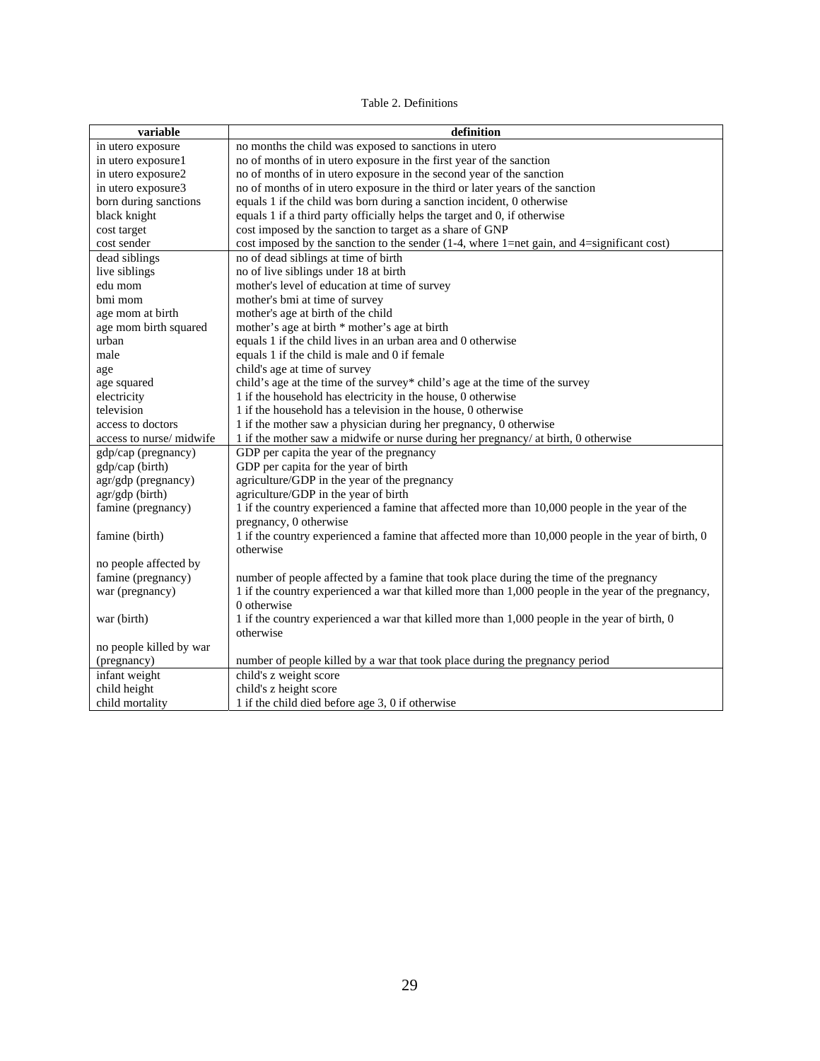Table 2. Definitions

| variable | definition |
|---|---|
| in utero exposure | no months the child was exposed to sanctions in utero |
| in utero exposure1 | no of months of in utero exposure in the first year of the sanction |
| in utero exposure2 | no of months of in utero exposure in the second year of the sanction |
| in utero exposure3 | no of months of in utero exposure in the third or later years of the sanction |
| born during sanctions | equals 1 if the child was born during a sanction incident, 0 otherwise |
| black knight | equals 1 if a third party officially helps the target and 0, if otherwise |
| cost target | cost imposed by the sanction to target as a share of GNP |
| cost sender | cost imposed by the sanction to the sender (1-4, where 1=net gain, and 4=significant cost) |
| dead siblings | no of dead siblings at time of birth |
| live siblings | no of live siblings under 18 at birth |
| edu mom | mother's level of education at time of survey |
| bmi mom | mother's bmi at time of survey |
| age mom at birth | mother's age at birth of the child |
| age mom birth squared | mother's age at birth * mother's age at birth |
| urban | equals 1 if the child lives in an urban area and 0 otherwise |
| male | equals 1 if the child is male and 0 if female |
| age | child's age at time of survey |
| age squared | child's age at the time of the survey* child's age at the time of the survey |
| electricity | 1 if the household has electricity in the house, 0 otherwise |
| television | 1 if the household has a television in the house, 0 otherwise |
| access to doctors | 1 if the mother saw a physician during her pregnancy, 0 otherwise |
| access to nurse/ midwife | 1 if the mother saw a midwife or nurse during her pregnancy/ at birth, 0 otherwise |
| gdp/cap (pregnancy) | GDP per capita the year of the pregnancy |
| gdp/cap (birth) | GDP per capita for the year of birth |
| agr/gdp (pregnancy) | agriculture/GDP in the year of the pregnancy |
| agr/gdp (birth) | agriculture/GDP in the year of birth |
| famine (pregnancy) | 1 if the country experienced a famine that affected more than 10,000 people in the year of the pregnancy, 0 otherwise |
| famine (birth) | 1 if the country experienced a famine that affected more than 10,000 people in the year of birth, 0 otherwise |
| no people affected by famine (pregnancy) | number of people affected by a famine that took place during the time of the pregnancy |
| war (pregnancy) | 1 if the country experienced a war that killed more than 1,000 people in the year of the pregnancy, 0 otherwise |
| war (birth) | 1 if the country experienced a war that killed more than 1,000 people in the year of birth, 0 otherwise |
| no people killed by war (pregnancy) | number of people killed by a war that took place during the pregnancy period |
| infant weight | child's z weight score |
| child height | child's z height score |
| child mortality | 1 if the child died before age 3, 0 if otherwise |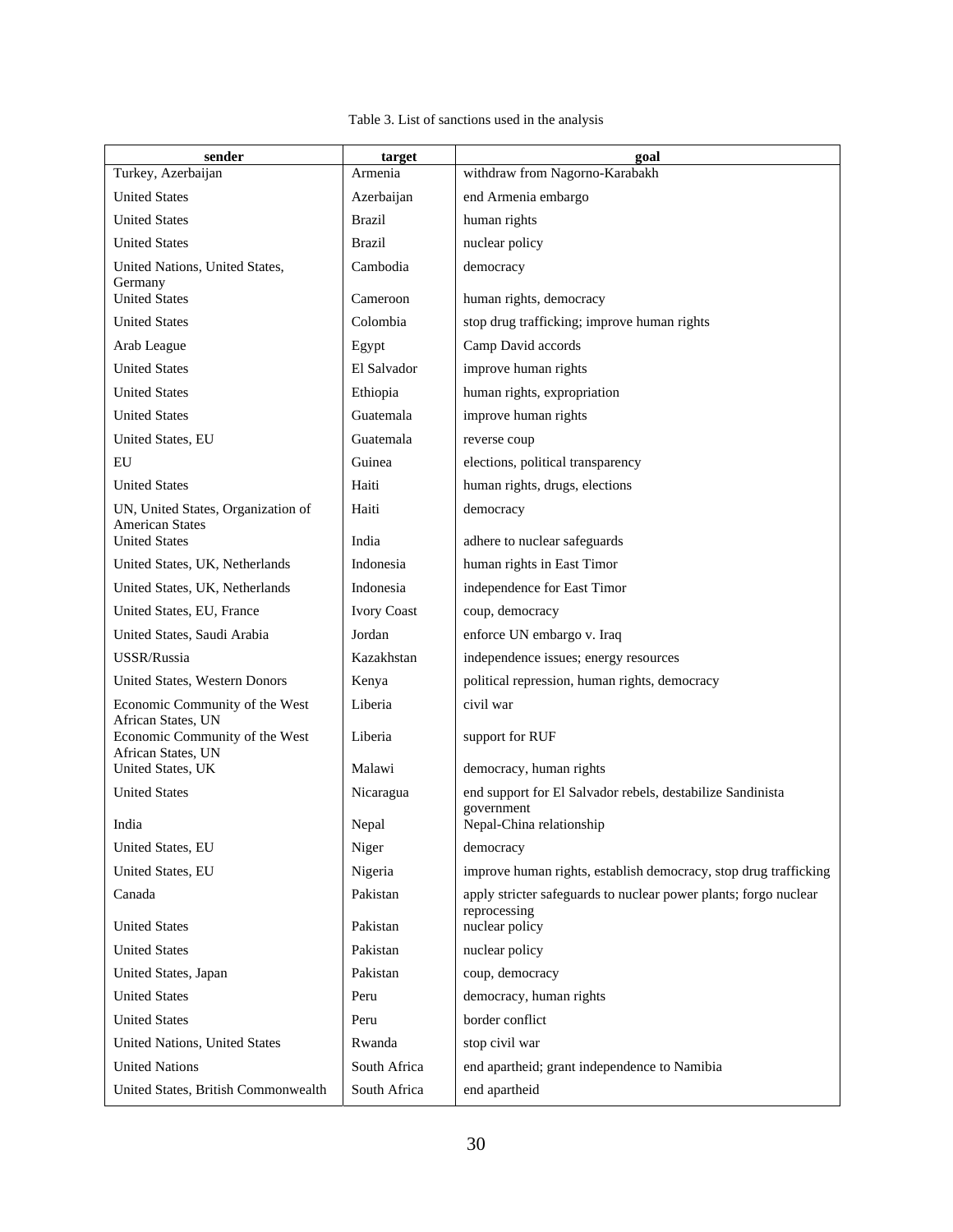Table 3. List of sanctions used in the analysis

| sender | target | goal |
|---|---|---|
| Turkey, Azerbaijan | Armenia | withdraw from Nagorno-Karabakh |
| United States | Azerbaijan | end Armenia embargo |
| United States | Brazil | human rights |
| United States | Brazil | nuclear policy |
| United Nations, United States, Germany | Cambodia | democracy |
| United States | Cameroon | human rights, democracy |
| United States | Colombia | stop drug trafficking; improve human rights |
| Arab League | Egypt | Camp David accords |
| United States | El Salvador | improve human rights |
| United States | Ethiopia | human rights, expropriation |
| United States | Guatemala | improve human rights |
| United States, EU | Guatemala | reverse coup |
| EU | Guinea | elections, political transparency |
| United States | Haiti | human rights, drugs, elections |
| UN, United States, Organization of American States | Haiti | democracy |
| United States | India | adhere to nuclear safeguards |
| United States, UK, Netherlands | Indonesia | human rights in East Timor |
| United States, UK, Netherlands | Indonesia | independence for East Timor |
| United States, EU, France | Ivory Coast | coup, democracy |
| United States, Saudi Arabia | Jordan | enforce UN embargo v. Iraq |
| USSR/Russia | Kazakhstan | independence issues; energy resources |
| United States, Western Donors | Kenya | political repression, human rights, democracy |
| Economic Community of the West African States, UN | Liberia | civil war |
| Economic Community of the West African States, UN | Liberia | support for RUF |
| United States, UK | Malawi | democracy, human rights |
| United States | Nicaragua | end support for El Salvador rebels, destabilize Sandinista government |
| India | Nepal | Nepal-China relationship |
| United States, EU | Niger | democracy |
| United States, EU | Nigeria | improve human rights, establish democracy, stop drug trafficking |
| Canada | Pakistan | apply stricter safeguards to nuclear power plants; forgo nuclear reprocessing |
| United States | Pakistan | nuclear policy |
| United States | Pakistan | nuclear policy |
| United States, Japan | Pakistan | coup, democracy |
| United States | Peru | democracy, human rights |
| United States | Peru | border conflict |
| United Nations, United States | Rwanda | stop civil war |
| United Nations | South Africa | end apartheid; grant independence to Namibia |
| United States, British Commonwealth | South Africa | end apartheid |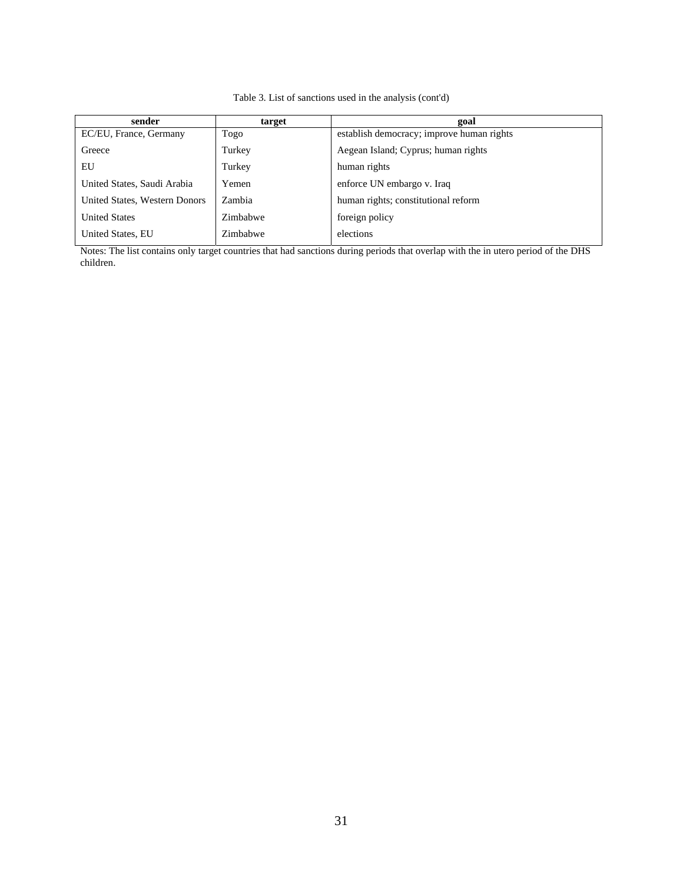Table 3. List of sanctions used in the analysis (cont'd)

| sender | target | goal |
| --- | --- | --- |
| EC/EU, France, Germany | Togo | establish democracy; improve human rights |
| Greece | Turkey | Aegean Island; Cyprus; human rights |
| EU | Turkey | human rights |
| United States, Saudi Arabia | Yemen | enforce UN embargo v. Iraq |
| United States, Western Donors | Zambia | human rights; constitutional reform |
| United States | Zimbabwe | foreign policy |
| United States, EU | Zimbabwe | elections |

Notes: The list contains only target countries that had sanctions during periods that overlap with the in utero period of the DHS children.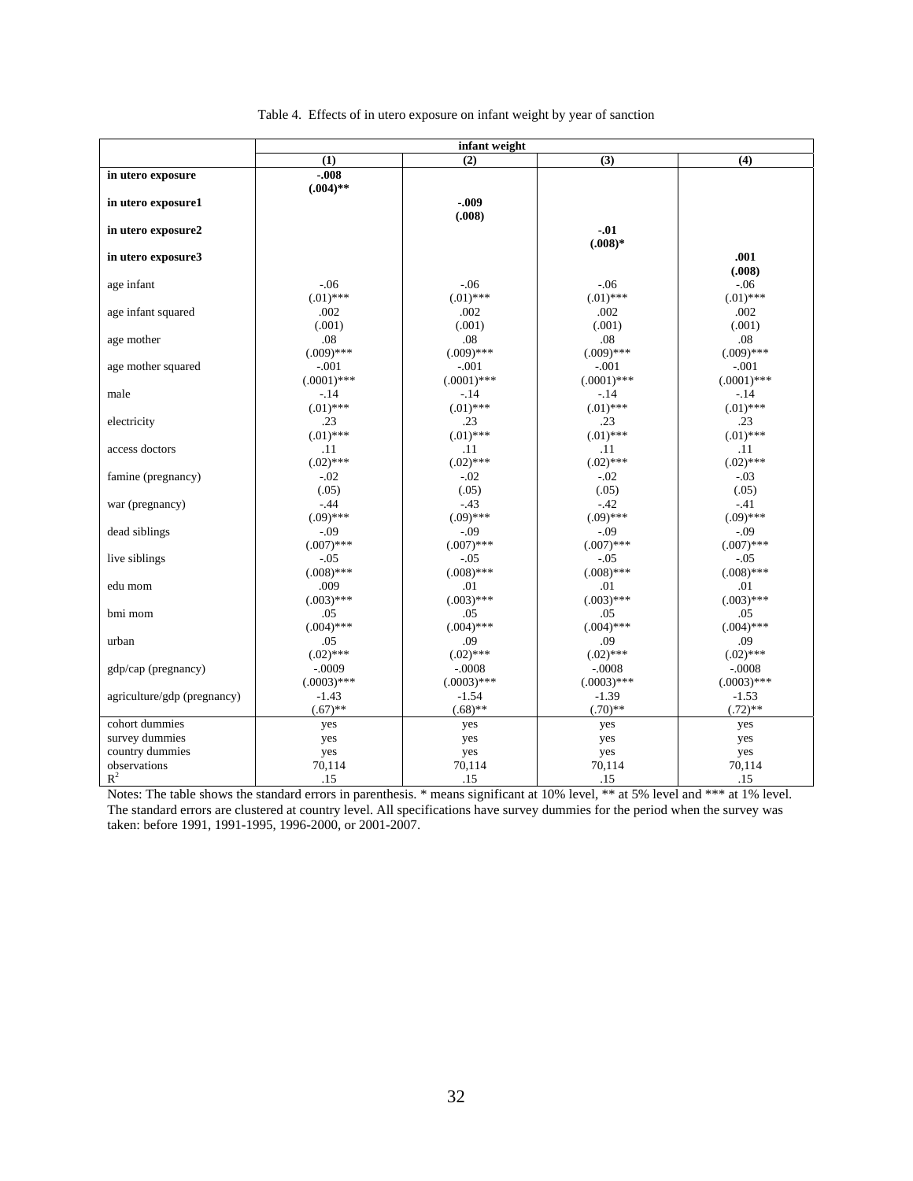Table 4. Effects of in utero exposure on infant weight by year of sanction

| | infant weight | | | |
|---|---|---|---|---|
| | (1) | (2) | (3) | (4) |
| **in utero exposure** | **-.008** | | | |
| | **(.004)**** | | | |
| **in utero exposure1** | | **-.009** | | |
| | | **(.008)** | | |
| **in utero exposure2** | | | **-.01** | |
| | | | **(.008)*** | |
| **in utero exposure3** | | | | **.001** |
| | | | | **(.008)** |
| age infant | -.06 | -.06 | -.06 | -.06 |
| | (.01)*** | (.01)*** | (.01)*** | (.01)*** |
| age infant squared | .002 | .002 | .002 | .002 |
| | (.001) | (.001) | (.001) | (.001) |
| age mother | .08 | .08 | .08 | .08 |
| | (.009)*** | (.009)*** | (.009)*** | (.009)*** |
| age mother squared | -.001 | -.001 | -.001 | -.001 |
| | (.0001)*** | (.0001)*** | (.0001)*** | (.0001)*** |
| male | -.14 | -.14 | -.14 | -.14 |
| | (.01)*** | (.01)*** | (.01)*** | (.01)*** |
| electricity | .23 | .23 | .23 | .23 |
| | (.01)*** | (.01)*** | (.01)*** | (.01)*** |
| access doctors | .11 | .11 | .11 | .11 |
| | (.02)*** | (.02)*** | (.02)*** | (.02)*** |
| famine (pregnancy) | -.02 | -.02 | -.02 | -.03 |
| | (.05) | (.05) | (.05) | (.05) |
| war (pregnancy) | -.44 | -.43 | -.42 | -.41 |
| | (.09)*** | (.09)*** | (.09)*** | (.09)*** |
| dead siblings | -.09 | -.09 | -.09 | -.09 |
| | (.007)*** | (.007)*** | (.007)*** | (.007)*** |
| live siblings | -.05 | -.05 | -.05 | -.05 |
| | (.008)*** | (.008)*** | (.008)*** | (.008)*** |
| edu mom | .009 | .01 | .01 | .01 |
| | (.003)*** | (.003)*** | (.003)*** | (.003)*** |
| bmi mom | .05 | .05 | .05 | .05 |
| | (.004)*** | (.004)*** | (.004)*** | (.004)*** |
| urban | .05 | .09 | .09 | .09 |
| | (.02)*** | (.02)*** | (.02)*** | (.02)*** |
| gdp/cap (pregnancy) | -.0009 | -.0008 | -.0008 | -.0008 |
| | (.0003)*** | (.0003)*** | (.0003)*** | (.0003)*** |
| agriculture/gdp (pregnancy) | -1.43 | -1.54 | -1.39 | -1.53 |
| | (.67)** | (.68)** | (.70)** | (.72)** |
| cohort dummies | yes | yes | yes | yes |
| survey dummies | yes | yes | yes | yes |
| country dummies | yes | yes | yes | yes |
| observations | 70,114 | 70,114 | 70,114 | 70,114 |
| $R^2$ | .15 | .15 | .15 | .15 |

Notes: The table shows the standard errors in parenthesis. * means significant at 10% level, ** at 5% level and *** at 1% level. The standard errors are clustered at country level. All specifications have survey dummies for the period when the survey was taken: before 1991, 1991-1995, 1996-2000, or 2001-2007.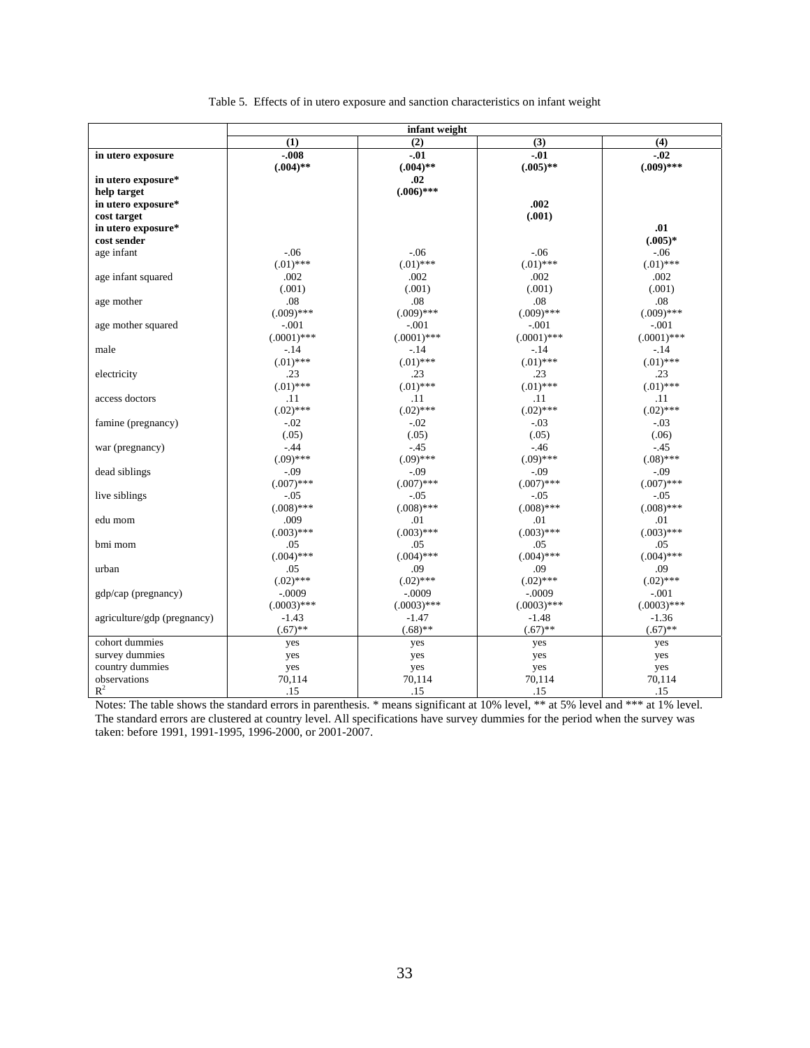Table 5. Effects of in utero exposure and sanction characteristics on infant weight

| | infant weight | | | |
|---|---|---|---|---|
| | (1) | (2) | (3) | (4) |
| **in utero exposure** | **-.008** | **-.01** | **-.01** | **-.02** |
| | **(.004)**\*\* | **(.004)**\*\* | **(.005)**\*\* | **(.009)**\*\*\* |
| **in utero exposure\* help target** | | **.02** | | |
| | | **(.006)**\*\*\* | | |
| **in utero exposure\* cost target** | | | **.002** | |
| | | | **(.001)** | |
| **in utero exposure\* cost sender** | | | | **.01** |
| | | | | **(.005)**\* |
| age infant | -.06 | -.06 | -.06 | -.06 |
| | (.01)\*\*\* | (.01)\*\*\* | (.01)\*\*\* | (.01)\*\*\* |
| age infant squared | .002 | .002 | .002 | .002 |
| | (.001) | (.001) | (.001) | (.001) |
| age mother | .08 | .08 | .08 | .08 |
| | (.009)\*\*\* | (.009)\*\*\* | (.009)\*\*\* | (.009)\*\*\* |
| age mother squared | -.001 | -.001 | -.001 | -.001 |
| | (.0001)\*\*\* | (.0001)\*\*\* | (.0001)\*\*\* | (.0001)\*\*\* |
| male | -.14 | -.14 | -.14 | -.14 |
| | (.01)\*\*\* | (.01)\*\*\* | (.01)\*\*\* | (.01)\*\*\* |
| electricity | .23 | .23 | .23 | .23 |
| | (.01)\*\*\* | (.01)\*\*\* | (.01)\*\*\* | (.01)\*\*\* |
| access doctors | .11 | .11 | .11 | .11 |
| | (.02)\*\*\* | (.02)\*\*\* | (.02)\*\*\* | (.02)\*\*\* |
| famine (pregnancy) | -.02 | -.02 | -.03 | -.03 |
| | (.05) | (.05) | (.05) | (.06) |
| war (pregnancy) | -.44 | -.45 | -.46 | -.45 |
| | (.09)\*\*\* | (.09)\*\*\* | (.09)\*\*\* | (.08)\*\*\* |
| dead siblings | -.09 | -.09 | -.09 | -.09 |
| | (.007)\*\*\* | (.007)\*\*\* | (.007)\*\*\* | (.007)\*\*\* |
| live siblings | -.05 | -.05 | -.05 | -.05 |
| | (.008)\*\*\* | (.008)\*\*\* | (.008)\*\*\* | (.008)\*\*\* |
| edu mom | .009 | .01 | .01 | .01 |
| | (.003)\*\*\* | (.003)\*\*\* | (.003)\*\*\* | (.003)\*\*\* |
| bmi mom | .05 | .05 | .05 | .05 |
| | (.004)\*\*\* | (.004)\*\*\* | (.004)\*\*\* | (.004)\*\*\* |
| urban | .05 | .09 | .09 | .09 |
| | (.02)\*\*\* | (.02)\*\*\* | (.02)\*\*\* | (.02)\*\*\* |
| gdp/cap (pregnancy) | -.0009 | -.0009 | -.0009 | -.001 |
| | (.0003)\*\*\* | (.0003)\*\*\* | (.0003)\*\*\* | (.0003)\*\*\* |
| agriculture/gdp (pregnancy) | -1.43 | -1.47 | -1.48 | -1.36 |
| | (.67)\*\* | (.68)\*\* | (.67)\*\* | (.67)\*\* |
| cohort dummies | yes | yes | yes | yes |
| survey dummies | yes | yes | yes | yes |
| country dummies | yes | yes | yes | yes |
| observations | 70,114 | 70,114 | 70,114 | 70,114 |
| $R^2$ | .15 | .15 | .15 | .15 |

Notes: The table shows the standard errors in parenthesis. * means significant at 10% level, ** at 5% level and *** at 1% level. The standard errors are clustered at country level. All specifications have survey dummies for the period when the survey was taken: before 1991, 1991-1995, 1996-2000, or 2001-2007.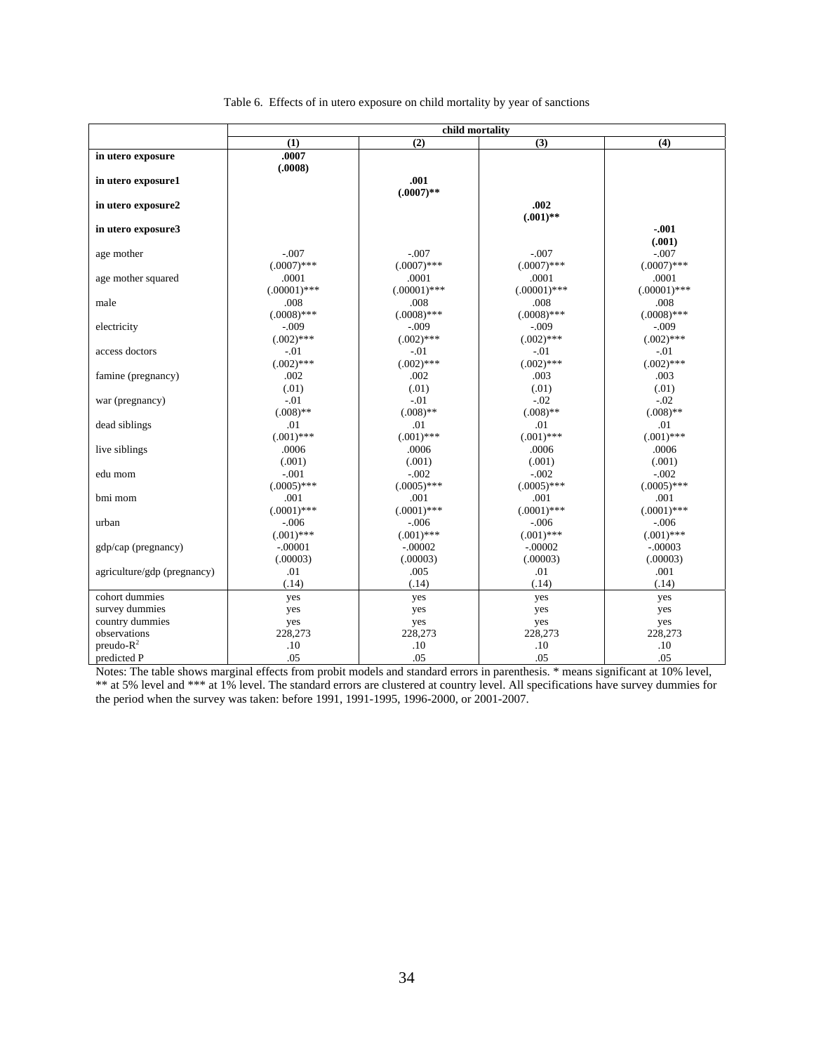Table 6. Effects of in utero exposure on child mortality by year of sanctions

| | child mortality | | | |
|---|---|---|---|---|
| | (1) | (2) | (3) | (4) |
| **in utero exposure** | **.0007** | | | |
| | **(.0008)** | | | |
| **in utero exposure1** | | **.001** | | |
| | | **(.0007)**** | | |
| **in utero exposure2** | | | **.002** | |
| | | | **(.001)**** | |
| **in utero exposure3** | | | | **-.001** |
| | | | | **(.001)** |
| age mother | -.007 | -.007 | -.007 | -.007 |
| | (.0007)*** | (.0007)*** | (.0007)*** | (.0007)*** |
| age mother squared | .0001 | .0001 | .0001 | .0001 |
| | (.00001)*** | (.00001)*** | (.00001)*** | (.00001)*** |
| male | .008 | .008 | .008 | .008 |
| | (.0008)*** | (.0008)*** | (.0008)*** | (.0008)*** |
| electricity | -.009 | -.009 | -.009 | -.009 |
| | (.002)*** | (.002)*** | (.002)*** | (.002)*** |
| access doctors | -.01 | -.01 | -.01 | -.01 |
| | (.002)*** | (.002)*** | (.002)*** | (.002)*** |
| famine (pregnancy) | .002 | .002 | .003 | .003 |
| | (.01) | (.01) | (.01) | (.01) |
| war (pregnancy) | -.01 | -.01 | -.02 | -.02 |
| | (.008)** | (.008)** | (.008)** | (.008)** |
| dead siblings | .01 | .01 | .01 | .01 |
| | (.001)*** | (.001)*** | (.001)*** | (.001)*** |
| live siblings | .0006 | .0006 | .0006 | .0006 |
| | (.001) | (.001) | (.001) | (.001) |
| edu mom | -.001 | -.002 | -.002 | -.002 |
| | (.0005)*** | (.0005)*** | (.0005)*** | (.0005)*** |
| bmi mom | .001 | .001 | .001 | .001 |
| | (.0001)*** | (.0001)*** | (.0001)*** | (.0001)*** |
| urban | -.006 | -.006 | -.006 | -.006 |
| | (.001)*** | (.001)*** | (.001)*** | (.001)*** |
| gdp/cap (pregnancy) | -.00001 | -.00002 | -.00002 | -.00003 |
| | (.00003) | (.00003) | (.00003) | (.00003) |
| agriculture/gdp (pregnancy) | .01 | .005 | .01 | .001 |
| | (.14) | (.14) | (.14) | (.14) |
| cohort dummies | yes | yes | yes | yes |
| survey dummies | yes | yes | yes | yes |
| country dummies | yes | yes | yes | yes |
| observations | 228,273 | 228,273 | 228,273 | 228,273 |
| preudo-$R^2$ | .10 | .10 | .10 | .10 |
| predicted P | .05 | .05 | .05 | .05 |

Notes: The table shows marginal effects from probit models and standard errors in parenthesis. * means significant at 10% level, ** at 5% level and *** at 1% level. The standard errors are clustered at country level. All specifications have survey dummies for the period when the survey was taken: before 1991, 1991-1995, 1996-2000, or 2001-2007.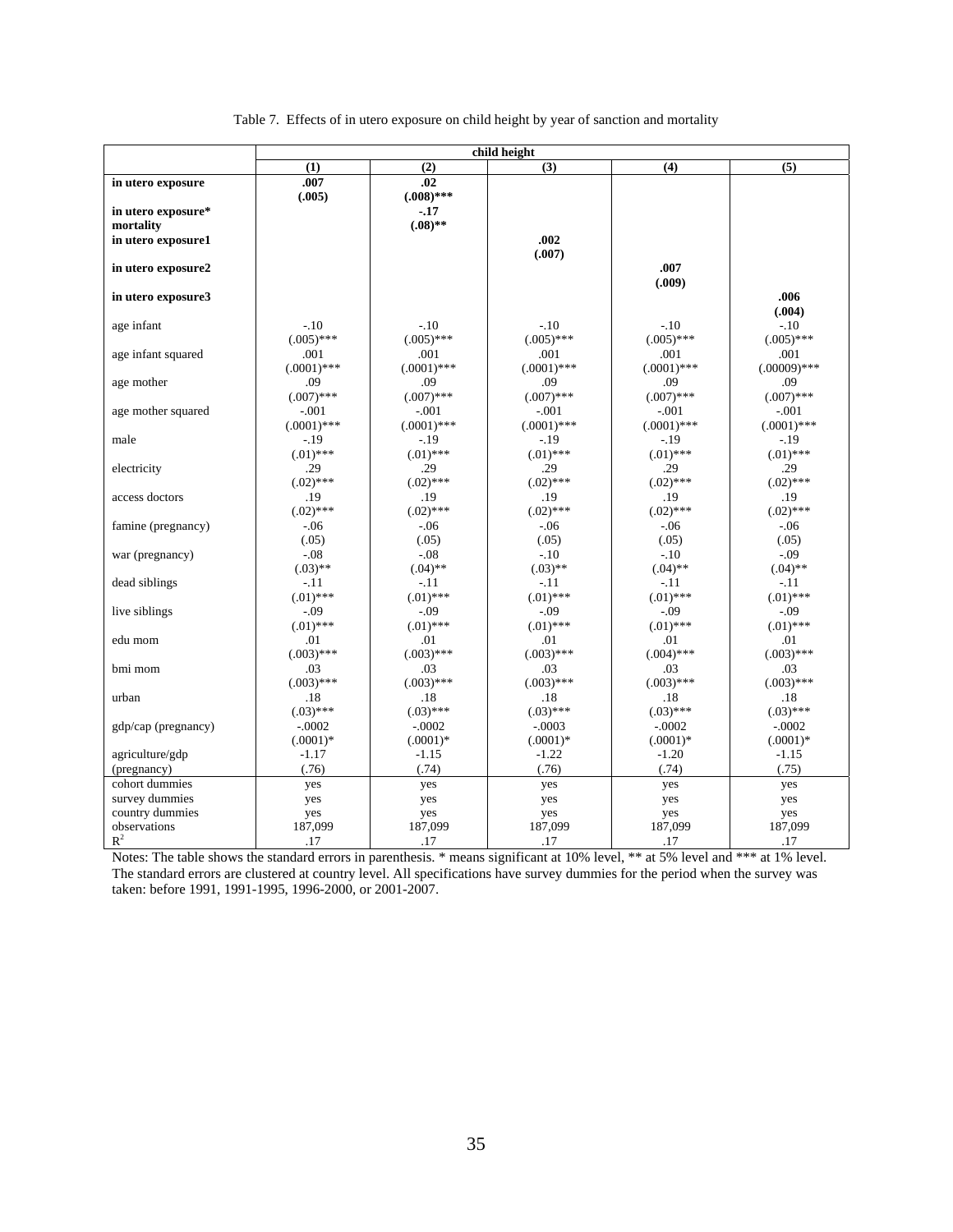Table 7. Effects of in utero exposure on child height by year of sanction and mortality

| | child height | | | | |
|---|---|---|---|---|---|
| | (1) | (2) | (3) | (4) | (5) |
| **in utero exposure** | **.007** | **.02** | | | |
| | **(.005)** | **(.008)\*\*\*** | | | |
| **in utero exposure\* mortality** | | **-.17** | | | |
| | | **(.08)\*\*** | | | |
| **in utero exposure1** | | | **.002** | | |
| | | | **(.007)** | | |
| **in utero exposure2** | | | | **.007** | |
| | | | | **(.009)** | |
| **in utero exposure3** | | | | | **.006** |
| | | | | | **(.004)** |
| age infant | -.10 | -.10 | -.10 | -.10 | -.10 |
| | (.005)\*\*\* | (.005)\*\*\* | (.005)\*\*\* | (.005)\*\*\* | (.005)\*\*\* |
| age infant squared | .001 | .001 | .001 | .001 | .001 |
| | (.0001)\*\*\* | (.0001)\*\*\* | (.0001)\*\*\* | (.0001)\*\*\* | (.00009)\*\*\* |
| age mother | .09 | .09 | .09 | .09 | .09 |
| | (.007)\*\*\* | (.007)\*\*\* | (.007)\*\*\* | (.007)\*\*\* | (.007)\*\*\* |
| age mother squared | -.001 | -.001 | -.001 | -.001 | -.001 |
| | (.0001)\*\*\* | (.0001)\*\*\* | (.0001)\*\*\* | (.0001)\*\*\* | (.0001)\*\*\* |
| male | -.19 | -.19 | -.19 | -.19 | -.19 |
| | (.01)\*\*\* | (.01)\*\*\* | (.01)\*\*\* | (.01)\*\*\* | (.01)\*\*\* |
| electricity | .29 | .29 | .29 | .29 | .29 |
| | (.02)\*\*\* | (.02)\*\*\* | (.02)\*\*\* | (.02)\*\*\* | (.02)\*\*\* |
| access doctors | .19 | .19 | .19 | .19 | .19 |
| | (.02)\*\*\* | (.02)\*\*\* | (.02)\*\*\* | (.02)\*\*\* | (.02)\*\*\* |
| famine (pregnancy) | -.06 | -.06 | -.06 | -.06 | -.06 |
| | (.05) | (.05) | (.05) | (.05) | (.05) |
| war (pregnancy) | -.08 | -.08 | -.10 | -.10 | -.09 |
| | (.03)\*\* | (.04)\*\* | (.03)\*\* | (.04)\*\* | (.04)\*\* |
| dead siblings | -.11 | -.11 | -.11 | -.11 | -.11 |
| | (.01)\*\*\* | (.01)\*\*\* | (.01)\*\*\* | (.01)\*\*\* | (.01)\*\*\* |
| live siblings | -.09 | -.09 | -.09 | -.09 | -.09 |
| | (.01)\*\*\* | (.01)\*\*\* | (.01)\*\*\* | (.01)\*\*\* | (.01)\*\*\* |
| edu mom | .01 | .01 | .01 | .01 | .01 |
| | (.003)\*\*\* | (.003)\*\*\* | (.003)\*\*\* | (.004)\*\*\* | (.003)\*\*\* |
| bmi mom | .03 | .03 | .03 | .03 | .03 |
| | (.003)\*\*\* | (.003)\*\*\* | (.003)\*\*\* | (.003)\*\*\* | (.003)\*\*\* |
| urban | .18 | .18 | .18 | .18 | .18 |
| | (.03)\*\*\* | (.03)\*\*\* | (.03)\*\*\* | (.03)\*\*\* | (.03)\*\*\* |
| gdp/cap (pregnancy) | -.0002 | -.0002 | -.0003 | -.0002 | -.0002 |
| | (.0001)\* | (.0001)\* | (.0001)\* | (.0001)\* | (.0001)\* |
| agriculture/gdp (pregnancy) | -1.17 | -1.15 | -1.22 | -1.20 | -1.15 |
| | (.76) | (.74) | (.76) | (.74) | (.75) |
| cohort dummies | yes | yes | yes | yes | yes |
| survey dummies | yes | yes | yes | yes | yes |
| country dummies | yes | yes | yes | yes | yes |
| observations | 187,099 | 187,099 | 187,099 | 187,099 | 187,099 |
| $R^2$ | .17 | .17 | .17 | .17 | .17 |

Notes: The table shows the standard errors in parenthesis. * means significant at 10% level, ** at 5% level and *** at 1% level. The standard errors are clustered at country level. All specifications have survey dummies for the period when the survey was taken: before 1991, 1991-1995, 1996-2000, or 2001-2007.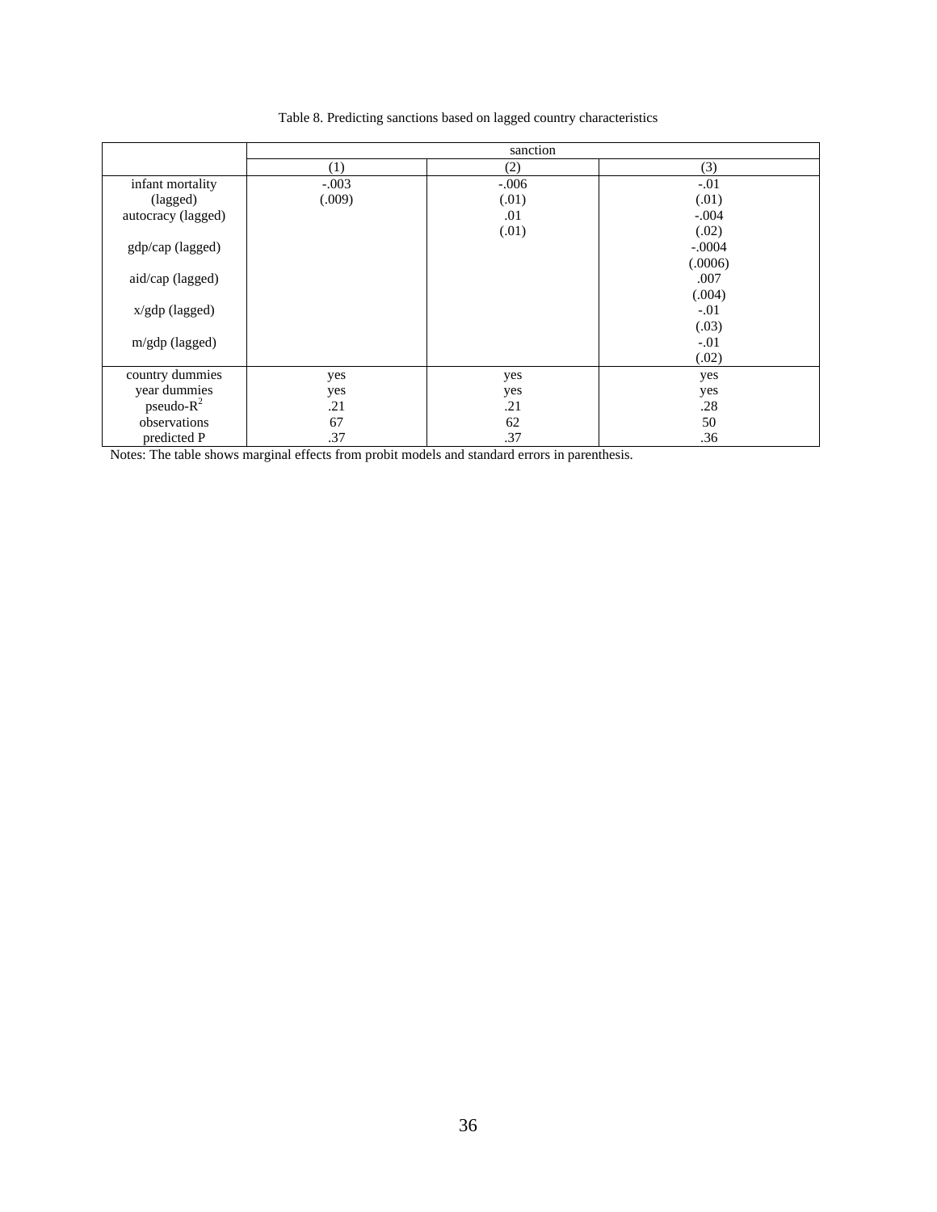Table 8. Predicting sanctions based on lagged country characteristics

| | sanction | | |
|---|---|---|---|
| | (1) | (2) | (3) |
| infant mortality | -.003 | -.006 | -.01 |
| (lagged) | (.009) | (.01) | (.01) |
| autocracy (lagged) | | .01 | -.004 |
| | | (.01) | (.02) |
| gdp/cap (lagged) | | | -.0004 |
| | | | (.0006) |
| aid/cap (lagged) | | | .007 |
| | | | (.004) |
| x/gdp (lagged) | | | -.01 |
| | | | (.03) |
| m/gdp (lagged) | | | -.01 |
| | | | (.02) |
| country dummies | yes | yes | yes |
| year dummies | yes | yes | yes |
| pseudo-$R^2$ | .21 | .21 | .28 |
| observations | 67 | 62 | 50 |
| predicted P | .37 | .37 | .36 |

Notes: The table shows marginal effects from probit models and standard errors in parenthesis.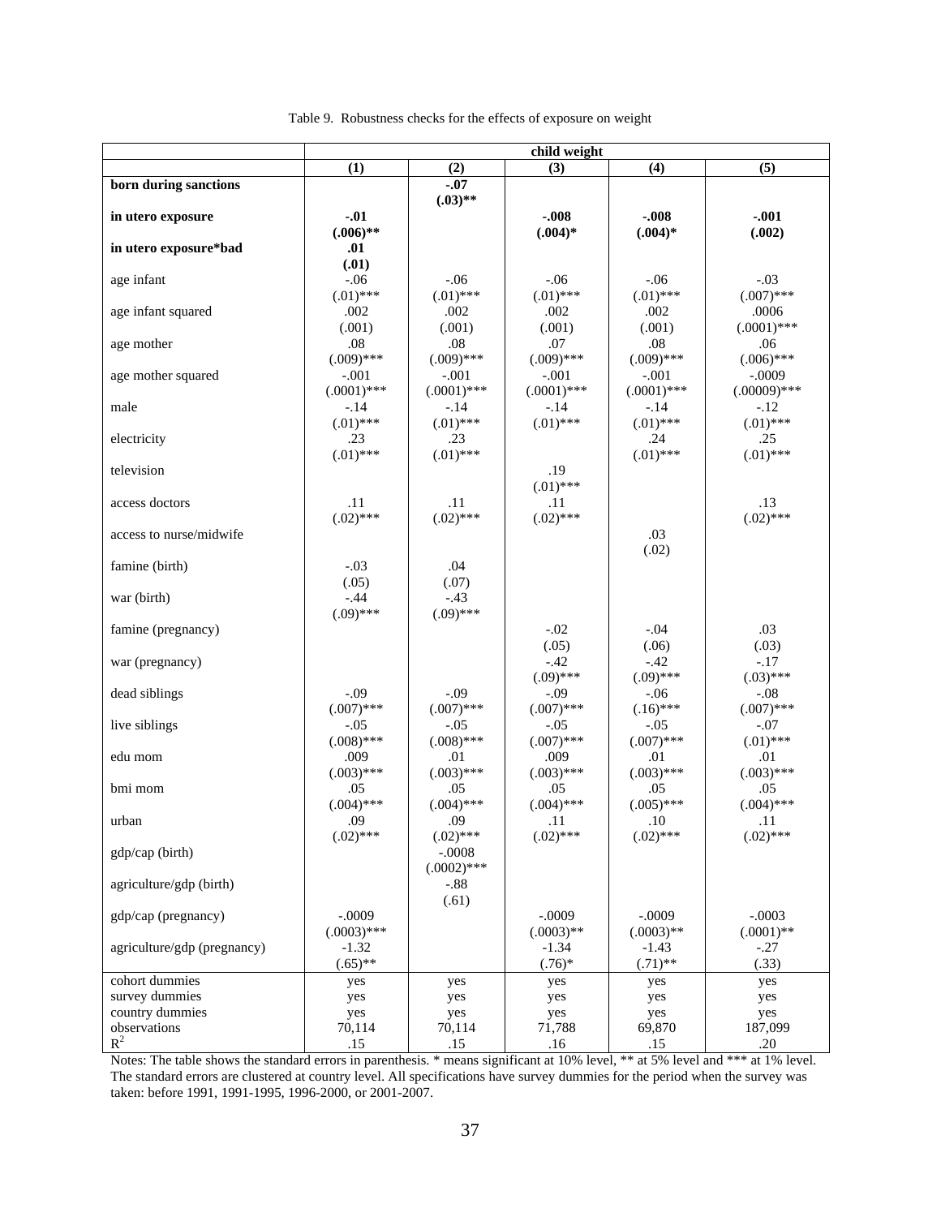Table 9. Robustness checks for the effects of exposure on weight

| | child weight | | | | |
|---|---|---|---|---|---|
| | (1) | (2) | (3) | (4) | (5) |
| **born during sanctions** | | **-.07** | | | |
| | | **(.03)\*\*** | | | |
| **in utero exposure** | **-.01** | | **-.008** | **-.008** | **-.001** |
| | **(.006)\*\*** | | **(.004)\*** | **(.004)\*** | **(.002)** |
| **in utero exposure\*bad** | **.01** | | | | |
| | **(.01)** | | | | |
| age infant | -.06 | -.06 | -.06 | -.06 | -.03 |
| | (.01)\*\*\* | (.01)\*\*\* | (.01)\*\*\* | (.01)\*\*\* | (.007)\*\*\* |
| age infant squared | .002 | .002 | .002 | .002 | .0006 |
| | (.001) | (.001) | (.001) | (.001) | (.0001)\*\*\* |
| age mother | .08 | .08 | .07 | .08 | .06 |
| | (.009)\*\*\* | (.009)\*\*\* | (.009)\*\*\* | (.009)\*\*\* | (.006)\*\*\* |
| age mother squared | -.001 | -.001 | -.001 | -.001 | -.0009 |
| | (.0001)\*\*\* | (.0001)\*\*\* | (.0001)\*\*\* | (.0001)\*\*\* | (.00009)\*\*\* |
| male | -.14 | -.14 | -.14 | -.14 | -.12 |
| | (.01)\*\*\* | (.01)\*\*\* | (.01)\*\*\* | (.01)\*\*\* | (.01)\*\*\* |
| electricity | .23 | .23 | | .24 | .25 |
| | (.01)\*\*\* | (.01)\*\*\* | | (.01)\*\*\* | (.01)\*\*\* |
| television | | | .19 | | |
| | | | (.01)\*\*\* | | |
| access doctors | .11 | .11 | .11 | | .13 |
| | (.02)\*\*\* | (.02)\*\*\* | (.02)\*\*\* | | (.02)\*\*\* |
| access to nurse/midwife | | | | .03 | |
| | | | | (.02) | |
| famine (birth) | -.03 | .04 | | | |
| | (.05) | (.07) | | | |
| war (birth) | -.44 | -.43 | | | |
| | (.09)\*\*\* | (.09)\*\*\* | | | |
| famine (pregnancy) | | | -.02 | -.04 | .03 |
| | | | (.05) | (.06) | (.03) |
| war (pregnancy) | | | -.42 | -.42 | -.17 |
| | | | (.09)\*\*\* | (.09)\*\*\* | (.03)\*\*\* |
| dead siblings | -.09 | -.09 | -.09 | -.06 | -.08 |
| | (.007)\*\*\* | (.007)\*\*\* | (.007)\*\*\* | (.16)\*\*\* | (.007)\*\*\* |
| live siblings | -.05 | -.05 | -.05 | -.05 | -.07 |
| | (.008)\*\*\* | (.008)\*\*\* | (.007)\*\*\* | (.007)\*\*\* | (.01)\*\*\* |
| edu mom | .009 | .01 | .009 | .01 | .01 |
| | (.003)\*\*\* | (.003)\*\*\* | (.003)\*\*\* | (.003)\*\*\* | (.003)\*\*\* |
| bmi mom | .05 | .05 | .05 | .05 | .05 |
| | (.004)\*\*\* | (.004)\*\*\* | (.004)\*\*\* | (.005)\*\*\* | (.004)\*\*\* |
| urban | .09 | .09 | .11 | .10 | .11 |
| | (.02)\*\*\* | (.02)\*\*\* | (.02)\*\*\* | (.02)\*\*\* | (.02)\*\*\* |
| gdp/cap (birth) | | -.0008 | | | |
| | | (.0002)\*\*\* | | | |
| agriculture/gdp (birth) | | -.88 | | | |
| | | (.61) | | | |
| gdp/cap (pregnancy) | -.0009 | | -.0009 | -.0009 | -.0003 |
| | (.0003)\*\*\* | | (.0003)\*\* | (.0003)\*\* | (.0001)\*\* |
| agriculture/gdp (pregnancy) | -1.32 | | -1.34 | -1.43 | -.27 |
| | (.65)\*\* | | (.76)\* | (.71)\*\* | (.33) |
| cohort dummies | yes | yes | yes | yes | yes |
| survey dummies | yes | yes | yes | yes | yes |
| country dummies | yes | yes | yes | yes | yes |
| observations | 70,114 | 70,114 | 71,788 | 69,870 | 187,099 |
| $R^2$ | .15 | .15 | .16 | .15 | .20 |

Notes: The table shows the standard errors in parenthesis. * means significant at 10% level, ** at 5% level and *** at 1% level. The standard errors are clustered at country level. All specifications have survey dummies for the period when the survey was taken: before 1991, 1991-1995, 1996-2000, or 2001-2007.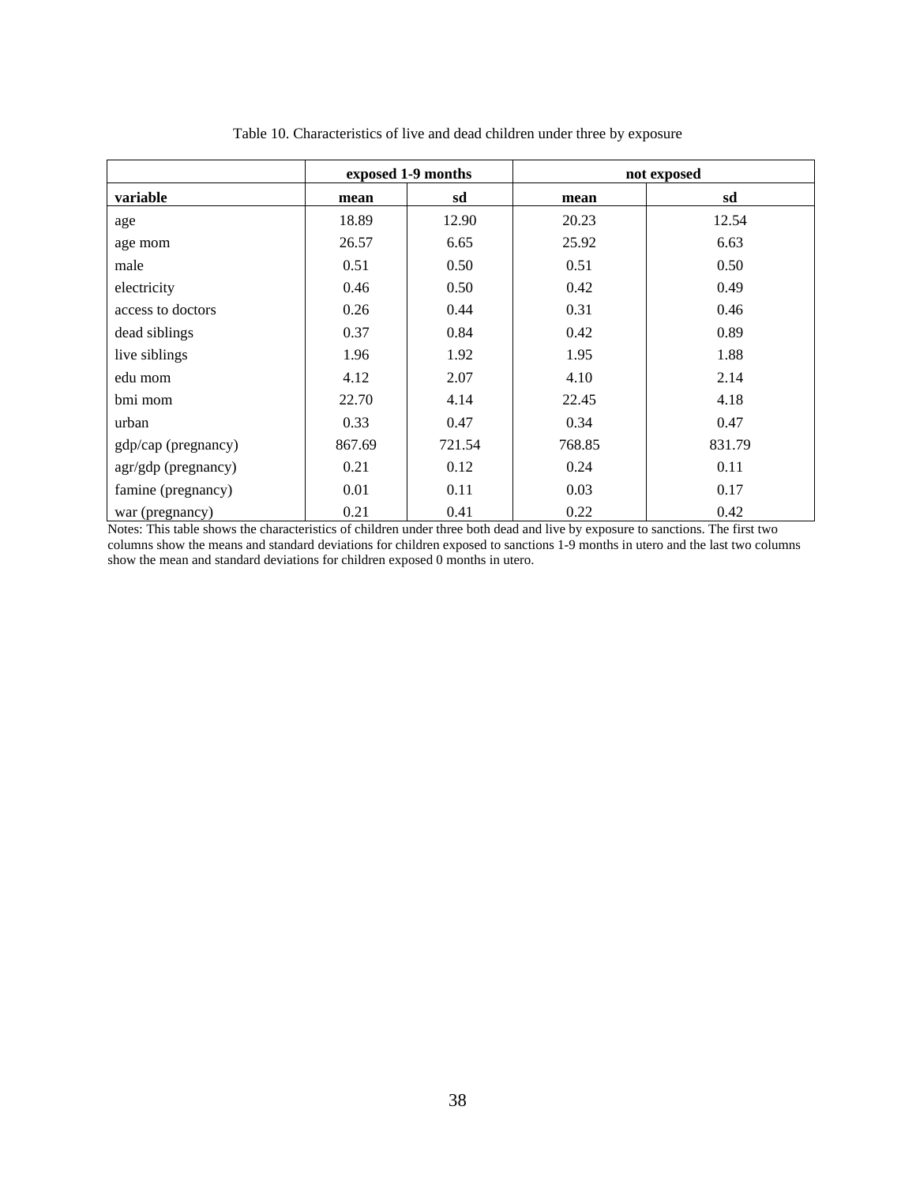Table 10. Characteristics of live and dead children under three by exposure

| | exposed 1-9 months | | not exposed | |
|---|---|---|---|---|
| **variable** | **mean** | **sd** | **mean** | **sd** |
| age | 18.89 | 12.90 | 20.23 | 12.54 |
| age mom | 26.57 | 6.65 | 25.92 | 6.63 |
| male | 0.51 | 0.50 | 0.51 | 0.50 |
| electricity | 0.46 | 0.50 | 0.42 | 0.49 |
| access to doctors | 0.26 | 0.44 | 0.31 | 0.46 |
| dead siblings | 0.37 | 0.84 | 0.42 | 0.89 |
| live siblings | 1.96 | 1.92 | 1.95 | 1.88 |
| edu mom | 4.12 | 2.07 | 4.10 | 2.14 |
| bmi mom | 22.70 | 4.14 | 22.45 | 4.18 |
| urban | 0.33 | 0.47 | 0.34 | 0.47 |
| gdp/cap (pregnancy) | 867.69 | 721.54 | 768.85 | 831.79 |
| agr/gdp (pregnancy) | 0.21 | 0.12 | 0.24 | 0.11 |
| famine (pregnancy) | 0.01 | 0.11 | 0.03 | 0.17 |
| war (pregnancy) | 0.21 | 0.41 | 0.22 | 0.42 |

Notes: This table shows the characteristics of children under three both dead and live by exposure to sanctions. The first two columns show the means and standard deviations for children exposed to sanctions 1-9 months in utero and the last two columns show the mean and standard deviations for children exposed 0 months in utero.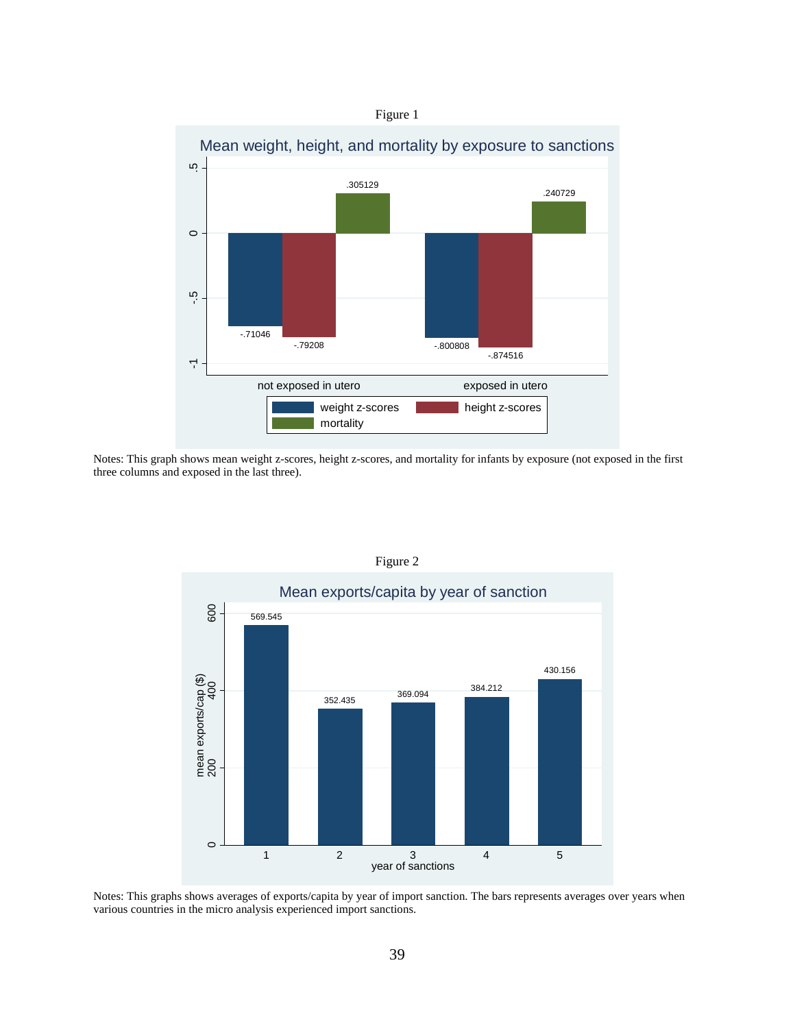Figure 1

**Mean weight, height, and mortality by exposure to sanctions**

| | weight z-scores | height z-scores | mortality |
|---|---|---|---|
| not exposed in utero | -.71046 | -.79208 | .305129 |
| exposed in utero | -.800808 | -.874516 | .240729 |

Notes: This graph shows mean weight z-scores, height z-scores, and mortality for infants by exposure (not exposed in the first three columns and exposed in the last three).

Figure 2

**Mean exports/capita by year of sanction**

| year of sanctions | mean exports/cap ($) |
|---|---|
| 1 | 569.545 |
| 2 | 352.435 |
| 3 | 369.094 |
| 4 | 384.212 |
| 5 | 430.156 |

Notes: This graphs shows averages of exports/capita by year of import sanction. The bars represents averages over years when various countries in the micro analysis experienced import sanctions.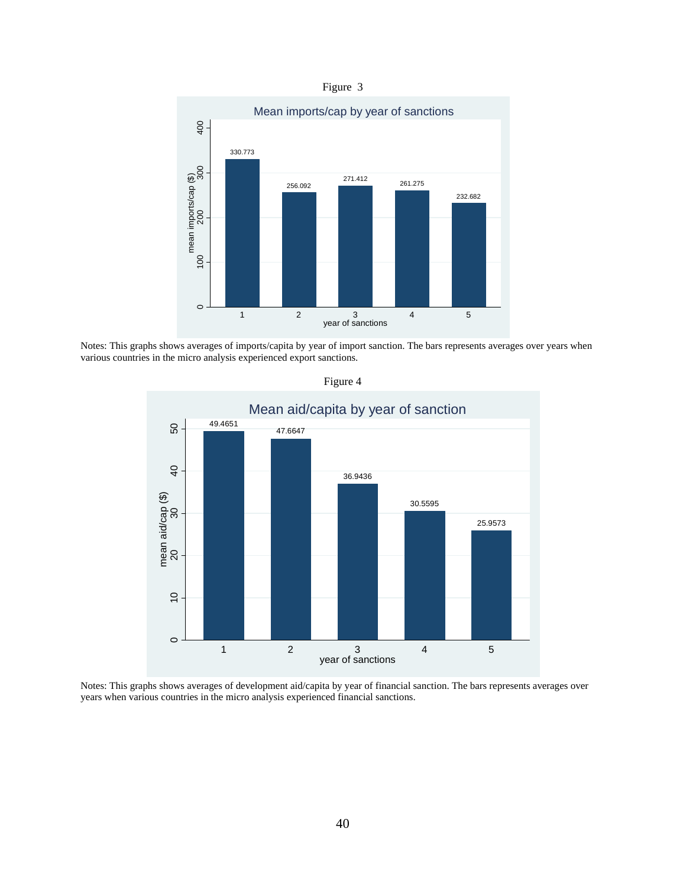Figure 3

Mean imports/cap by year of sanctions

mean imports/cap ($)

0
100
200
300
400

330.773
256.092
271.412
261.275
232.682

1
2
3
4
5

year of sanctions

Notes: This graphs shows averages of imports/capita by year of import sanction. The bars represents averages over years when various countries in the micro analysis experienced export sanctions.

Figure 4

Mean aid/capita by year of sanction

mean aid/cap ($)

0
10
20
30
40
50

49.4651
47.6647
36.9436
30.5595
25.9573

1
2
3
4
5

year of sanctions

Notes: This graphs shows averages of development aid/capita by year of financial sanction. The bars represents averages over years when various countries in the micro analysis experienced financial sanctions.